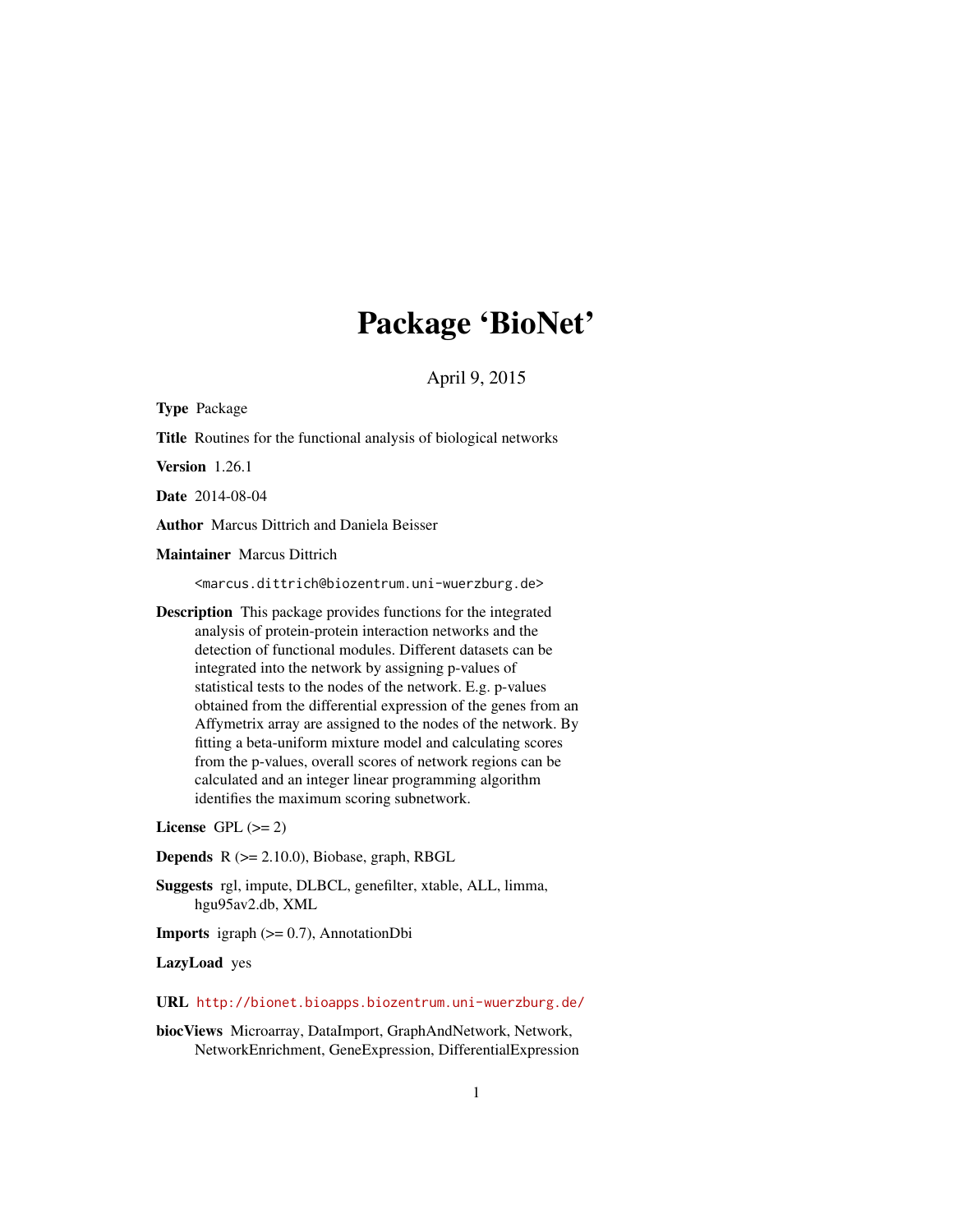# Package 'BioNet'

April 9, 2015

**Type** Package

**Title** Routines for the functional analysis of biological networks

**Version** 1.26.1

**Date** 2014-08-04

**Author** Marcus Dittrich and Daniela Beisser

**Maintainer** Marcus Dittrich

<marcus.dittrich@biozentrum.uni-wuerzburg.de>

**Description** This package provides functions for the integrated analysis of protein-protein interaction networks and the detection of functional modules. Different datasets can be integrated into the network by assigning p-values of statistical tests to the nodes of the network. E.g. p-values obtained from the differential expression of the genes from an Affymetrix array are assigned to the nodes of the network. By fitting a beta-uniform mixture model and calculating scores from the p-values, overall scores of network regions can be calculated and an integer linear programming algorithm identifies the maximum scoring subnetwork.

**License** GPL (>= 2)

**Depends** R (>= 2.10.0), Biobase, graph, RBGL

**Suggests** rgl, impute, DLBCL, genefilter, xtable, ALL, limma, hgu95av2.db, XML

**Imports** igraph (>= 0.7), AnnotationDbi

**LazyLoad** yes

**URL** http://bionet.bioapps.biozentrum.uni-wuerzburg.de/

**biocViews** Microarray, DataImport, GraphAndNetwork, Network, NetworkEnrichment, GeneExpression, DifferentialExpression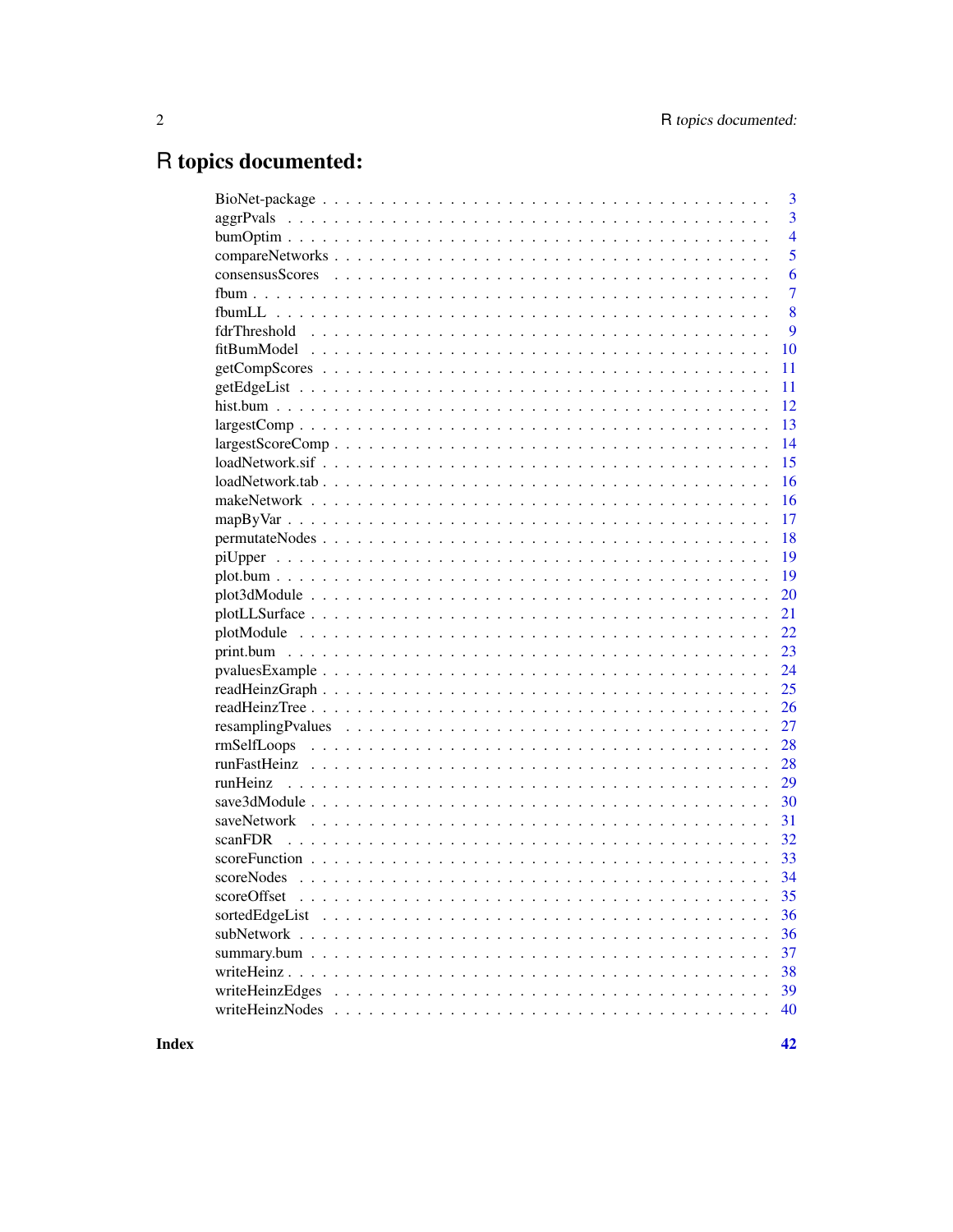# R topics documented:

| | |
|---|---|
| BioNet-package | 3 |
| aggrPvals | 3 |
| bumOptim | 4 |
| compareNetworks | 5 |
| consensusScores | 6 |
| fbum | 7 |
| fbumLL | 8 |
| fdrThreshold | 9 |
| fitBumModel | 10 |
| getCompScores | 11 |
| getEdgeList | 11 |
| hist.bum | 12 |
| largestComp | 13 |
| largestScoreComp | 14 |
| loadNetwork.sif | 15 |
| loadNetwork.tab | 16 |
| makeNetwork | 16 |
| mapByVar | 17 |
| permutateNodes | 18 |
| piUpper | 19 |
| plot.bum | 19 |
| plot3dModule | 20 |
| plotLLSurface | 21 |
| plotModule | 22 |
| print.bum | 23 |
| pvaluesExample | 24 |
| readHeinzGraph | 25 |
| readHeinzTree | 26 |
| resamplingPvalues | 27 |
| rmSelfLoops | 28 |
| runFastHeinz | 28 |
| runHeinz | 29 |
| save3dModule | 30 |
| saveNetwork | 31 |
| scanFDR | 32 |
| scoreFunction | 33 |
| scoreNodes | 34 |
| scoreOffset | 35 |
| sortedEdgeList | 36 |
| subNetwork | 36 |
| summary.bum | 37 |
| writeHeinz | 38 |
| writeHeinzEdges | 39 |
| writeHeinzNodes | 40 |

**Index** **42**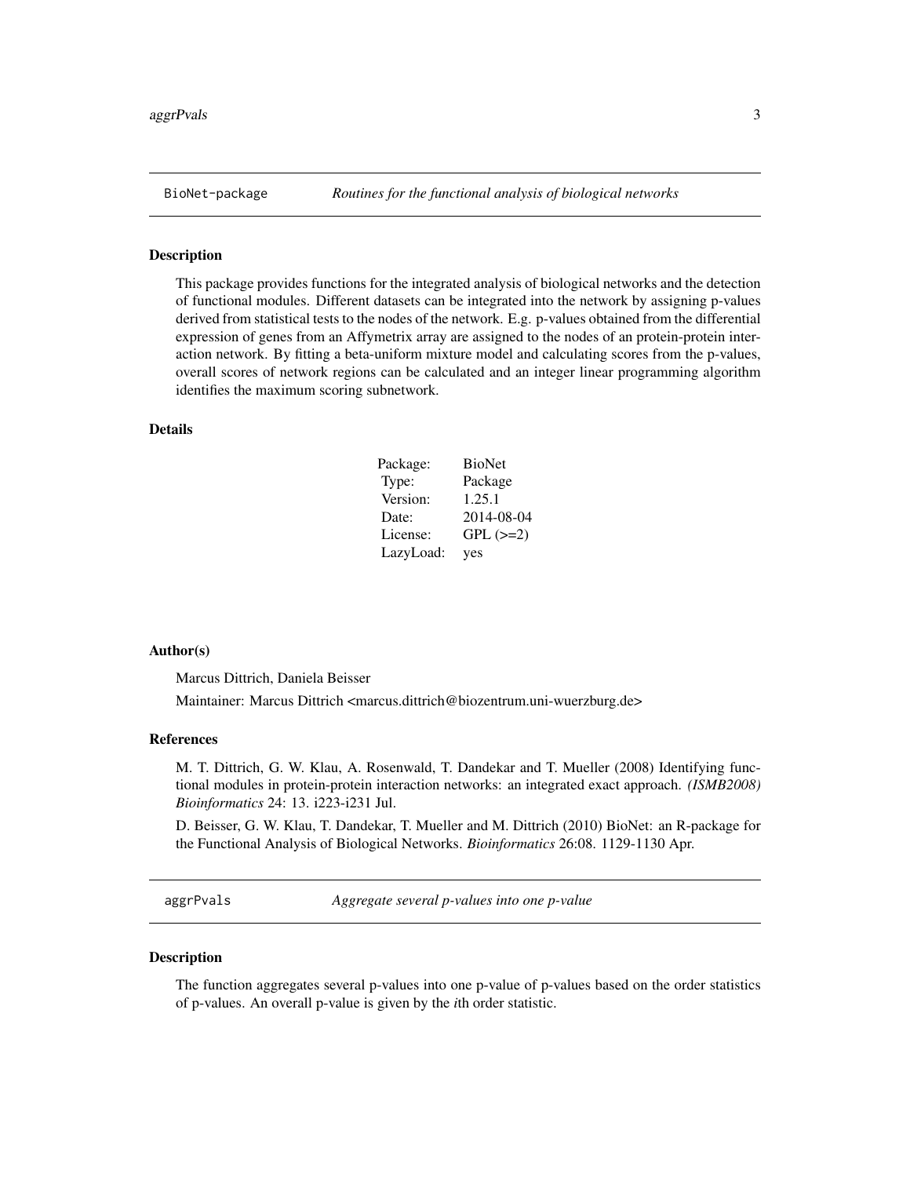## BioNet-package — *Routines for the functional analysis of biological networks*

### Description

This package provides functions for the integrated analysis of biological networks and the detection of functional modules. Different datasets can be integrated into the network by assigning p-values derived from statistical tests to the nodes of the network. E.g. p-values obtained from the differential expression of genes from an Affymetrix array are assigned to the nodes of an protein-protein interaction network. By fitting a beta-uniform mixture model and calculating scores from the p-values, overall scores of network regions can be calculated and an integer linear programming algorithm identifies the maximum scoring subnetwork.

### Details

| | |
|---|---|
| Package: | BioNet |
| Type: | Package |
| Version: | 1.25.1 |
| Date: | 2014-08-04 |
| License: | GPL (>=2) |
| LazyLoad: | yes |

### Author(s)

Marcus Dittrich, Daniela Beisser

Maintainer: Marcus Dittrich <marcus.dittrich@biozentrum.uni-wuerzburg.de>

### References

M. T. Dittrich, G. W. Klau, A. Rosenwald, T. Dandekar and T. Mueller (2008) Identifying functional modules in protein-protein interaction networks: an integrated exact approach. *(ISMB2008) Bioinformatics* 24: 13. i223-i231 Jul.

D. Beisser, G. W. Klau, T. Dandekar, T. Mueller and M. Dittrich (2010) BioNet: an R-package for the Functional Analysis of Biological Networks. *Bioinformatics* 26:08. 1129-1130 Apr.

## aggrPvals — *Aggregate several p-values into one p-value*

### Description

The function aggregates several p-values into one p-value of p-values based on the order statistics of p-values. An overall p-value is given by the *i*th order statistic.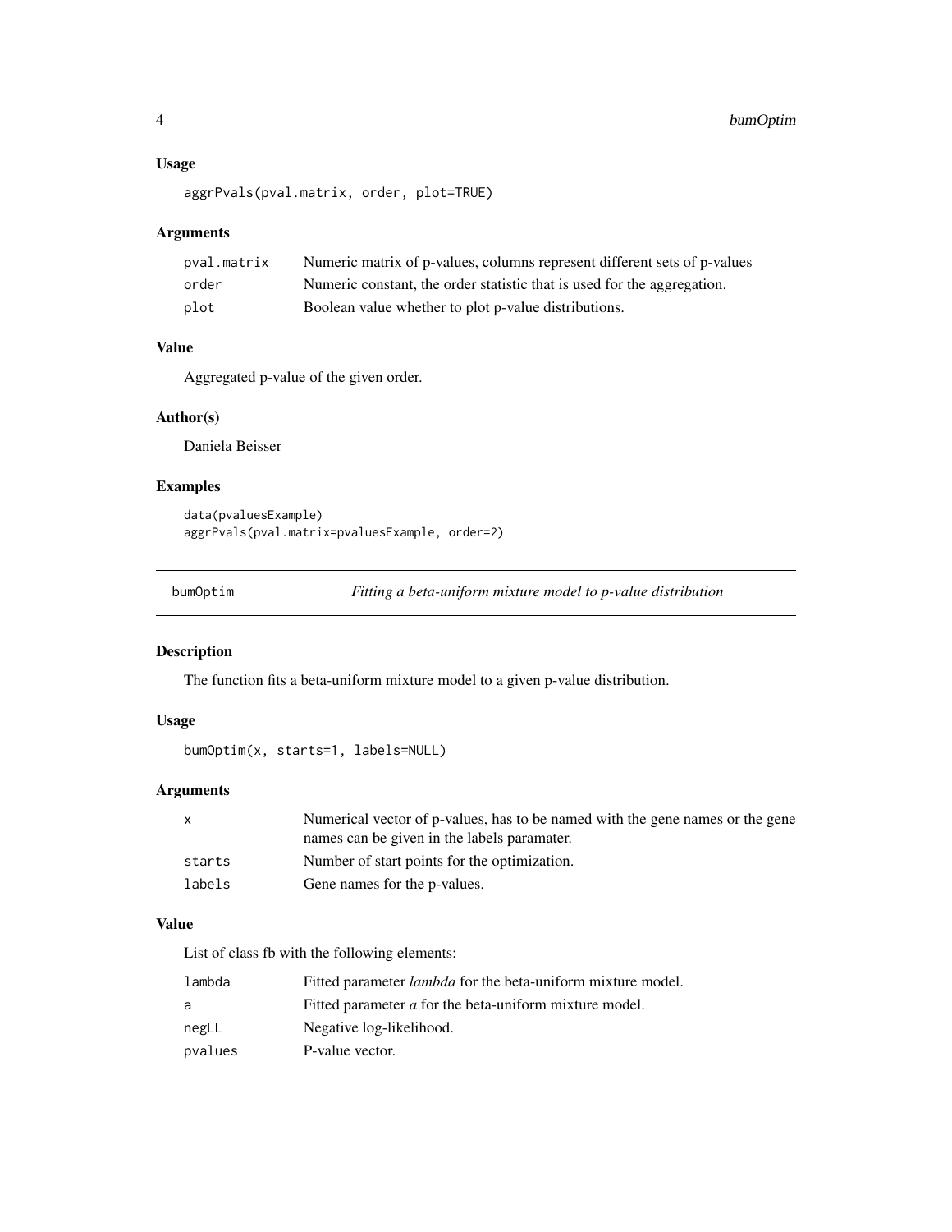### Usage

```
aggrPvals(pval.matrix, order, plot=TRUE)
```

### Arguments

| | |
|---|---|
| pval.matrix | Numeric matrix of p-values, columns represent different sets of p-values |
| order | Numeric constant, the order statistic that is used for the aggregation. |
| plot | Boolean value whether to plot p-value distributions. |

### Value

Aggregated p-value of the given order.

### Author(s)

Daniela Beisser

### Examples

```
data(pvaluesExample)
aggrPvals(pval.matrix=pvaluesExample, order=2)
```

---

## bumOptim — *Fitting a beta-uniform mixture model to p-value distribution*

---

### Description

The function fits a beta-uniform mixture model to a given p-value distribution.

### Usage

```
bumOptim(x, starts=1, labels=NULL)
```

### Arguments

| | |
|---|---|
| x | Numerical vector of p-values, has to be named with the gene names or the gene names can be given in the labels paramater. |
| starts | Number of start points for the optimization. |
| labels | Gene names for the p-values. |

### Value

List of class fb with the following elements:

| | |
|---|---|
| lambda | Fitted parameter *lambda* for the beta-uniform mixture model. |
| a | Fitted parameter *a* for the beta-uniform mixture model. |
| negLL | Negative log-likelihood. |
| pvalues | P-value vector. |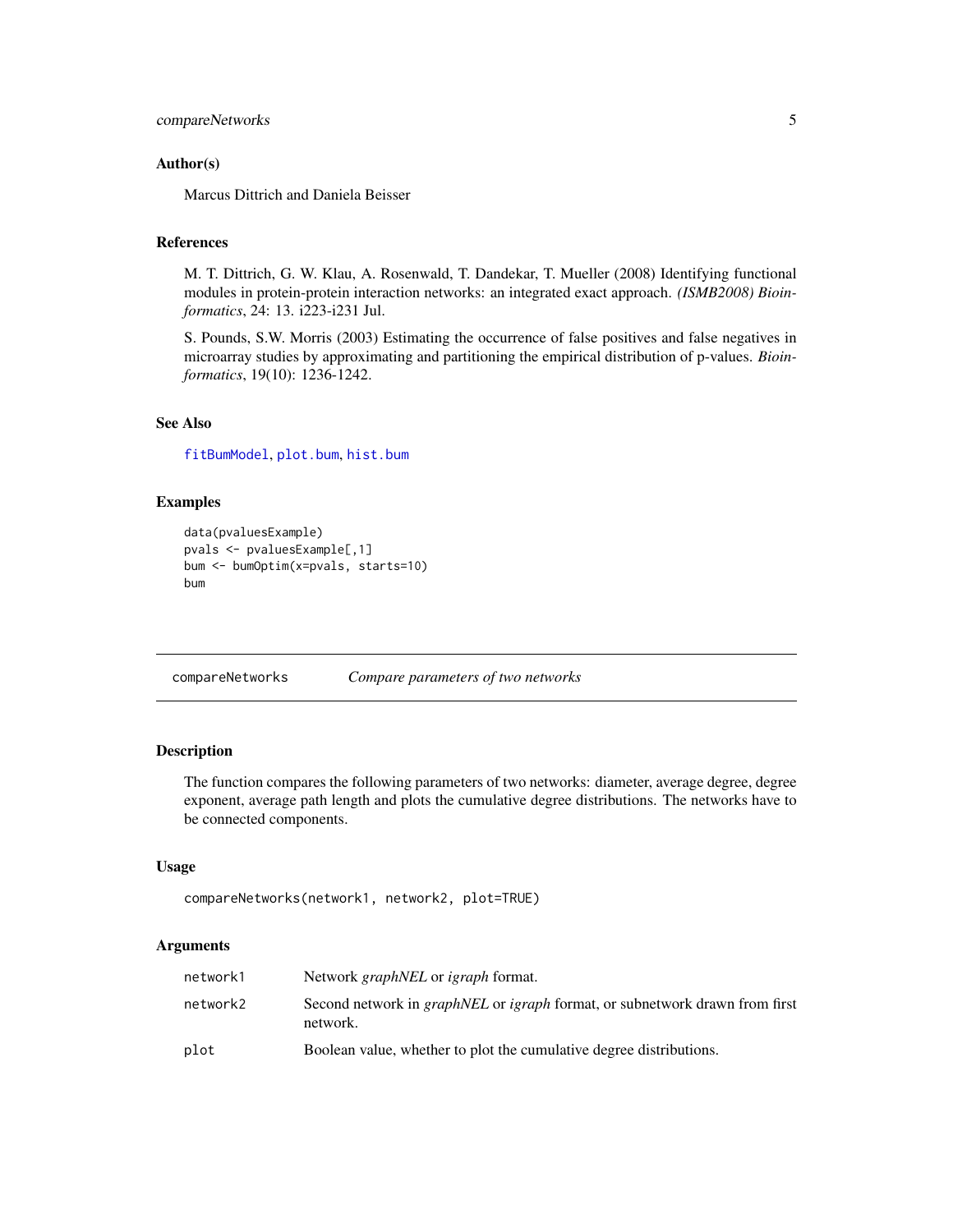### Author(s)

Marcus Dittrich and Daniela Beisser

### References

M. T. Dittrich, G. W. Klau, A. Rosenwald, T. Dandekar, T. Mueller (2008) Identifying functional modules in protein-protein interaction networks: an integrated exact approach. *(ISMB2008) Bioinformatics*, 24: 13. i223-i231 Jul.

S. Pounds, S.W. Morris (2003) Estimating the occurrence of false positives and false negatives in microarray studies by approximating and partitioning the empirical distribution of p-values. *Bioinformatics*, 19(10): 1236-1242.

### See Also

fitBumModel, plot.bum, hist.bum

### Examples

```
data(pvaluesExample)
pvals <- pvaluesExample[,1]
bum <- bumOptim(x=pvals, starts=10)
bum
```

---

## compareNetworks — *Compare parameters of two networks*

### Description

The function compares the following parameters of two networks: diameter, average degree, degree exponent, average path length and plots the cumulative degree distributions. The networks have to be connected components.

### Usage

```
compareNetworks(network1, network2, plot=TRUE)
```

### Arguments

| | |
|---|---|
| network1 | Network *graphNEL* or *igraph* format. |
| network2 | Second network in *graphNEL* or *igraph* format, or subnetwork drawn from first network. |
| plot | Boolean value, whether to plot the cumulative degree distributions. |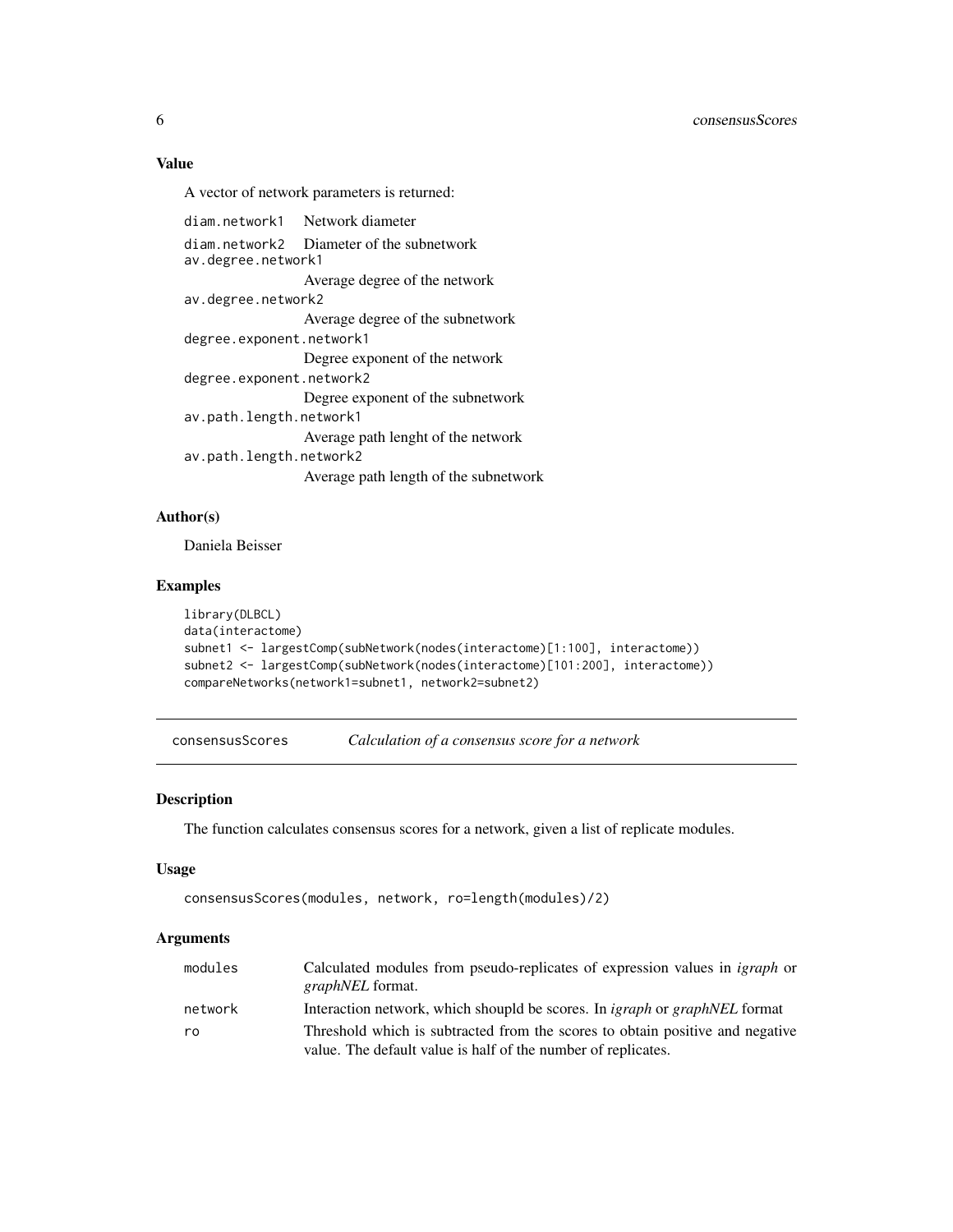### Value

A vector of network parameters is returned:

- `diam.network1` Network diameter
- `diam.network2` Diameter of the subnetwork
- `av.degree.network1` Average degree of the network
- `av.degree.network2` Average degree of the subnetwork
- `degree.exponent.network1` Degree exponent of the network
- `degree.exponent.network2` Degree exponent of the subnetwork
- `av.path.length.network1` Average path lenght of the network
- `av.path.length.network2` Average path length of the subnetwork

### Author(s)

Daniela Beisser

### Examples

```
library(DLBCL)
data(interactome)
subnet1 <- largestComp(subNetwork(nodes(interactome)[1:100], interactome))
subnet2 <- largestComp(subNetwork(nodes(interactome)[101:200], interactome))
compareNetworks(network1=subnet1, network2=subnet2)
```

---

## consensusScores *Calculation of a consensus score for a network*

### Description

The function calculates consensus scores for a network, given a list of replicate modules.

### Usage

```
consensusScores(modules, network, ro=length(modules)/2)
```

### Arguments

| | |
|---|---|
| `modules` | Calculated modules from pseudo-replicates of expression values in *igraph* or *graphNEL* format. |
| `network` | Interaction network, which shoupld be scores. In *igraph* or *graphNEL* format |
| `ro` | Threshold which is subtracted from the scores to obtain positive and negative value. The default value is half of the number of replicates. |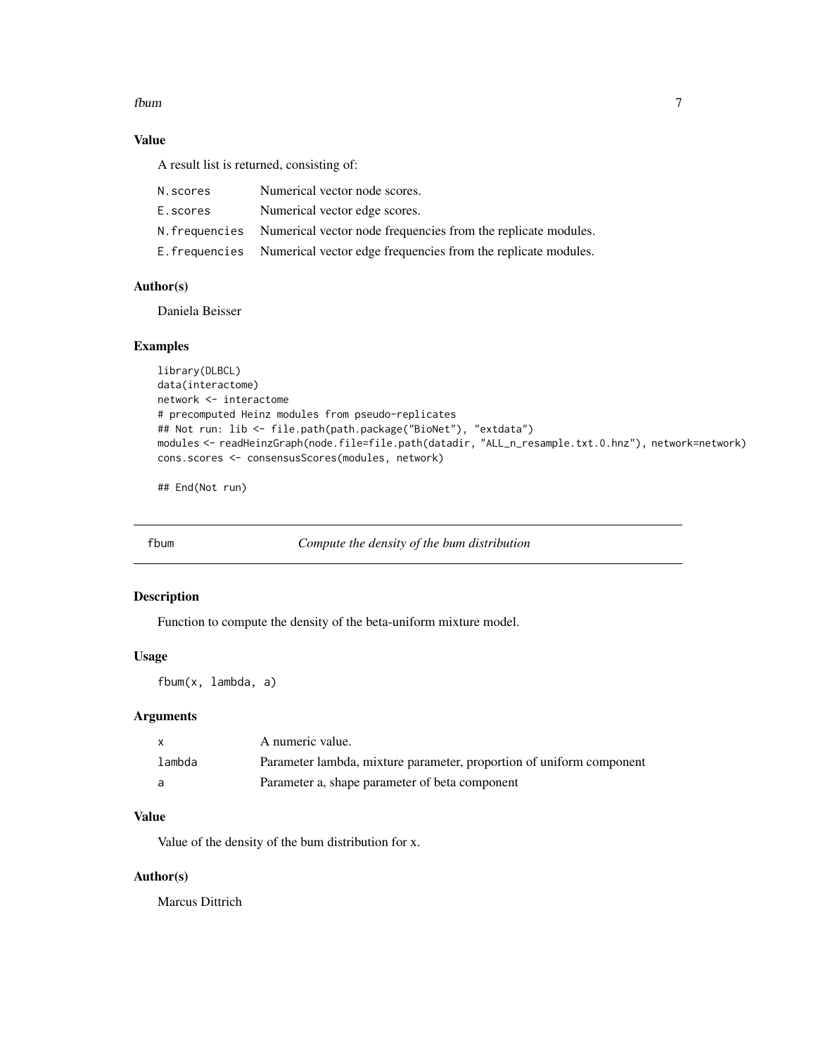### Value

A result list is returned, consisting of:

| | |
|---|---|
| N.scores | Numerical vector node scores. |
| E.scores | Numerical vector edge scores. |
| N.frequencies | Numerical vector node frequencies from the replicate modules. |
| E.frequencies | Numerical vector edge frequencies from the replicate modules. |

### Author(s)

Daniela Beisser

### Examples

```
library(DLBCL)
data(interactome)
network <- interactome
# precomputed Heinz modules from pseudo-replicates
## Not run: lib <- file.path(path.package("BioNet"), "extdata")
modules <- readHeinzGraph(node.file=file.path(datadir, "ALL_n_resample.txt.0.hnz"), network=network)
cons.scores <- consensusScores(modules, network)

## End(Not run)
```

---

## fbum — *Compute the density of the bum distribution*

### Description

Function to compute the density of the beta-uniform mixture model.

### Usage

```
fbum(x, lambda, a)
```

### Arguments

| | |
|---|---|
| x | A numeric value. |
| lambda | Parameter lambda, mixture parameter, proportion of uniform component |
| a | Parameter a, shape parameter of beta component |

### Value

Value of the density of the bum distribution for x.

### Author(s)

Marcus Dittrich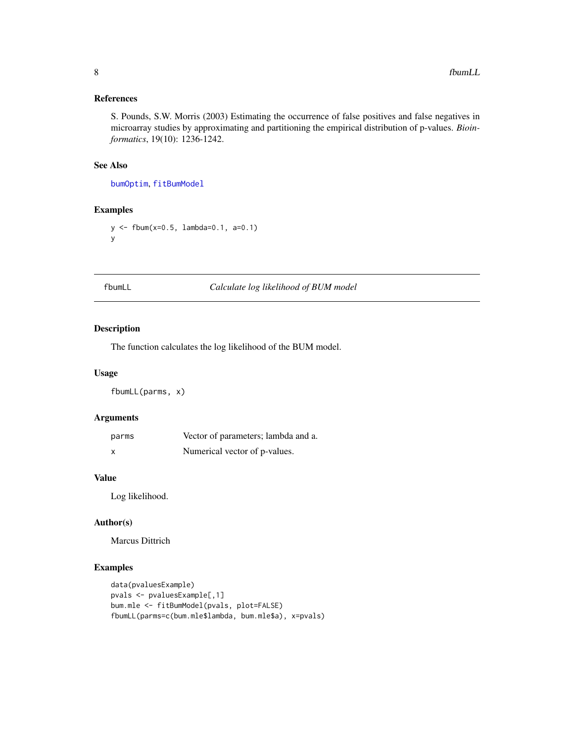### References

S. Pounds, S.W. Morris (2003) Estimating the occurrence of false positives and false negatives in microarray studies by approximating and partitioning the empirical distribution of p-values. *Bioinformatics*, 19(10): 1236-1242.

### See Also

bumOptim, fitBumModel

### Examples

```
y <- fbum(x=0.5, lambda=0.1, a=0.1)
y
```

---

## fbumLL — *Calculate log likelihood of BUM model*

### Description

The function calculates the log likelihood of the BUM model.

### Usage

```
fbumLL(parms, x)
```

### Arguments

| | |
|---|---|
| parms | Vector of parameters; lambda and a. |
| x | Numerical vector of p-values. |

### Value

Log likelihood.

### Author(s)

Marcus Dittrich

### Examples

```
data(pvaluesExample)
pvals <- pvaluesExample[,1]
bum.mle <- fitBumModel(pvals, plot=FALSE)
fbumLL(parms=c(bum.mle$lambda, bum.mle$a), x=pvals)
```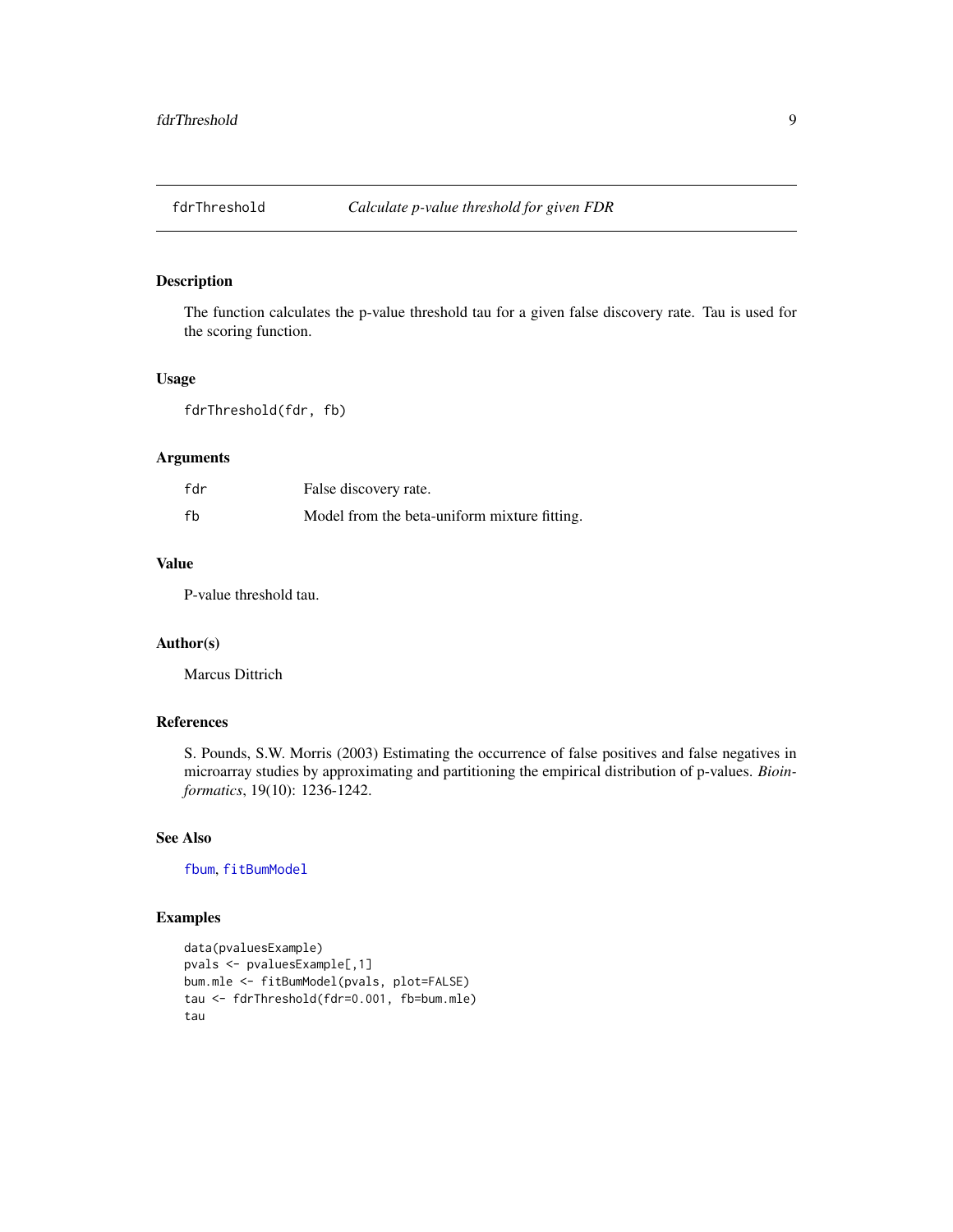## fdrThreshold — *Calculate p-value threshold for given FDR*

### Description

The function calculates the p-value threshold tau for a given false discovery rate. Tau is used for the scoring function.

### Usage

```
fdrThreshold(fdr, fb)
```

### Arguments

| | |
|---|---|
| fdr | False discovery rate. |
| fb | Model from the beta-uniform mixture fitting. |

### Value

P-value threshold tau.

### Author(s)

Marcus Dittrich

### References

S. Pounds, S.W. Morris (2003) Estimating the occurrence of false positives and false negatives in microarray studies by approximating and partitioning the empirical distribution of p-values. *Bioinformatics*, 19(10): 1236-1242.

### See Also

fbum, fitBumModel

### Examples

```
data(pvaluesExample)
pvals <- pvaluesExample[,1]
bum.mle <- fitBumModel(pvals, plot=FALSE)
tau <- fdrThreshold(fdr=0.001, fb=bum.mle)
tau
```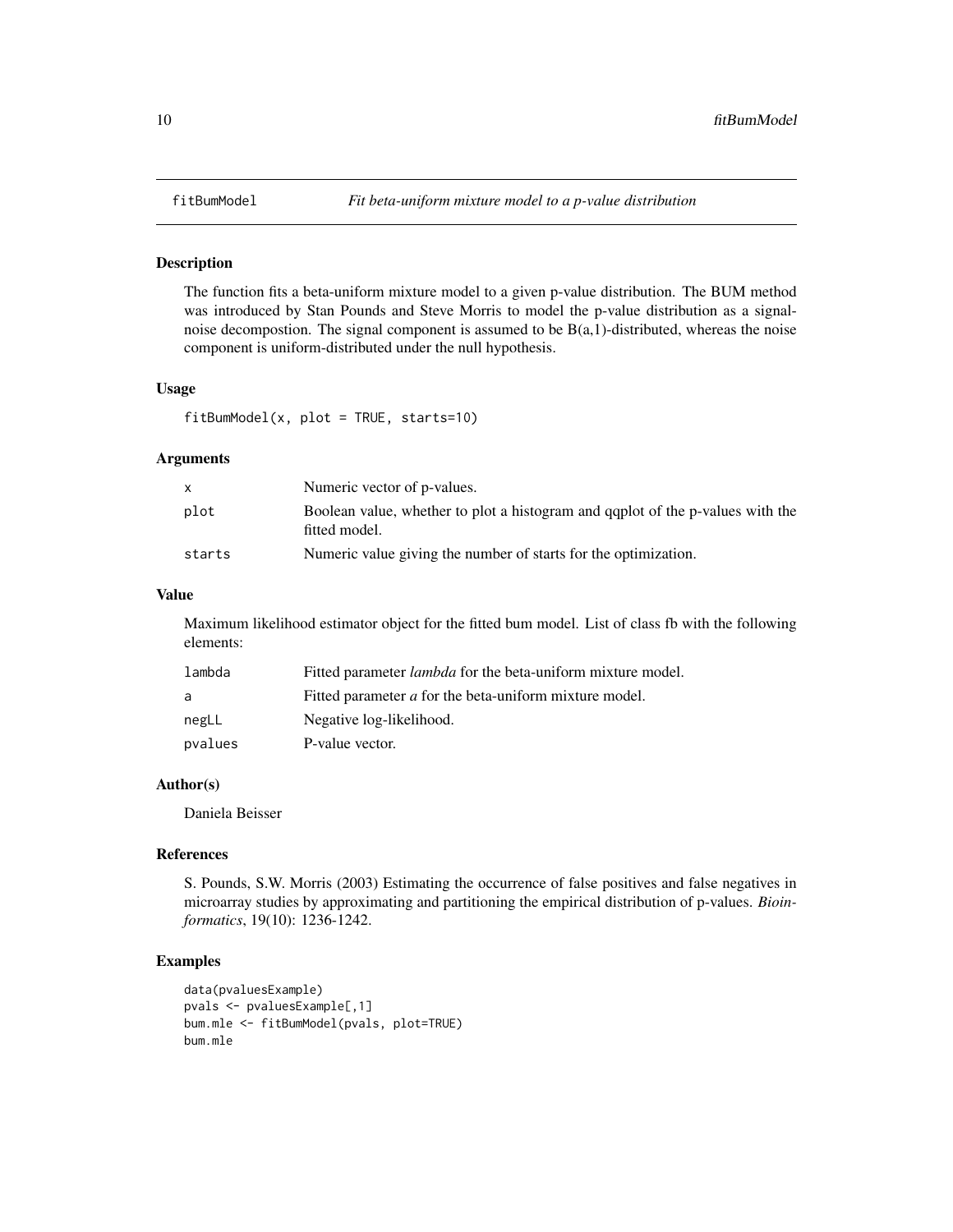# fitBumModel *Fit beta-uniform mixture model to a p-value distribution*

## Description

The function fits a beta-uniform mixture model to a given p-value distribution. The BUM method was introduced by Stan Pounds and Steve Morris to model the p-value distribution as a signal-noise decompostion. The signal component is assumed to be B(a,1)-distributed, whereas the noise component is uniform-distributed under the null hypothesis.

## Usage

```
fitBumModel(x, plot = TRUE, starts=10)
```

## Arguments

| | |
|---|---|
| x | Numeric vector of p-values. |
| plot | Boolean value, whether to plot a histogram and qqplot of the p-values with the fitted model. |
| starts | Numeric value giving the number of starts for the optimization. |

## Value

Maximum likelihood estimator object for the fitted bum model. List of class fb with the following elements:

| | |
|---|---|
| lambda | Fitted parameter *lambda* for the beta-uniform mixture model. |
| a | Fitted parameter *a* for the beta-uniform mixture model. |
| negLL | Negative log-likelihood. |
| pvalues | P-value vector. |

## Author(s)

Daniela Beisser

## References

S. Pounds, S.W. Morris (2003) Estimating the occurrence of false positives and false negatives in microarray studies by approximating and partitioning the empirical distribution of p-values. *Bioinformatics*, 19(10): 1236-1242.

## Examples

```
data(pvaluesExample)
pvals <- pvaluesExample[,1]
bum.mle <- fitBumModel(pvals, plot=TRUE)
bum.mle
```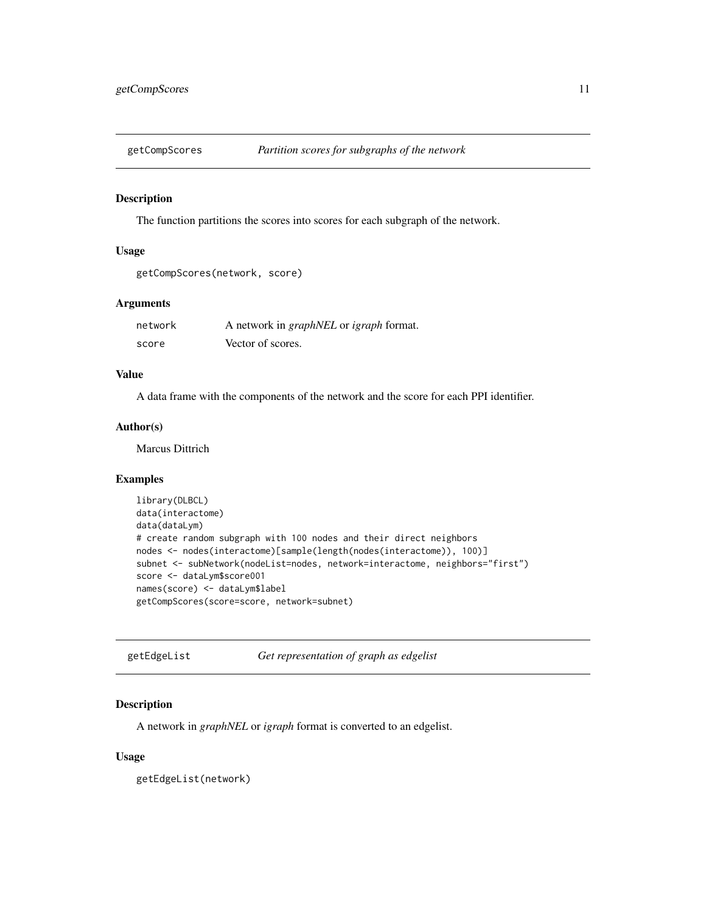## getCompScores *Partition scores for subgraphs of the network*

### Description

The function partitions the scores into scores for each subgraph of the network.

### Usage

```
getCompScores(network, score)
```

### Arguments

| | |
|---|---|
| network | A network in *graphNEL* or *igraph* format. |
| score | Vector of scores. |

### Value

A data frame with the components of the network and the score for each PPI identifier.

### Author(s)

Marcus Dittrich

### Examples

```
library(DLBCL)
data(interactome)
data(dataLym)
# create random subgraph with 100 nodes and their direct neighbors
nodes <- nodes(interactome)[sample(length(nodes(interactome)), 100)]
subnet <- subNetwork(nodeList=nodes, network=interactome, neighbors="first")
score <- dataLym$score001
names(score) <- dataLym$label
getCompScores(score=score, network=subnet)
```

## getEdgeList *Get representation of graph as edgelist*

### Description

A network in *graphNEL* or *igraph* format is converted to an edgelist.

### Usage

```
getEdgeList(network)
```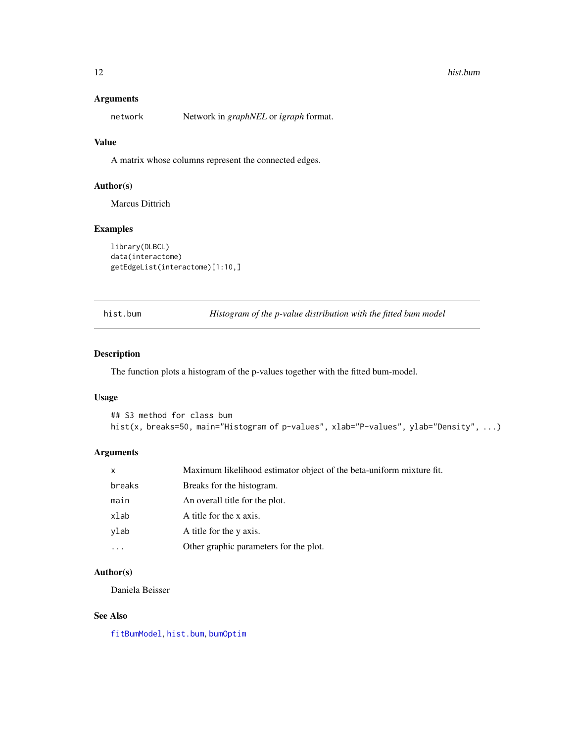### Arguments

| | |
|---|---|
| network | Network in *graphNEL* or *igraph* format. |

### Value

A matrix whose columns represent the connected edges.

### Author(s)

Marcus Dittrich

### Examples

```
library(DLBCL)
data(interactome)
getEdgeList(interactome)[1:10,]
```

---

## hist.bum — *Histogram of the p-value distribution with the fitted bum model*

---

### Description

The function plots a histogram of the p-values together with the fitted bum-model.

### Usage

```
## S3 method for class bum
hist(x, breaks=50, main="Histogram of p-values", xlab="P-values", ylab="Density", ...)
```

### Arguments

| | |
|---|---|
| x | Maximum likelihood estimator object of the beta-uniform mixture fit. |
| breaks | Breaks for the histogram. |
| main | An overall title for the plot. |
| xlab | A title for the x axis. |
| ylab | A title for the y axis. |
| ... | Other graphic parameters for the plot. |

### Author(s)

Daniela Beisser

### See Also

fitBumModel, hist.bum, bumOptim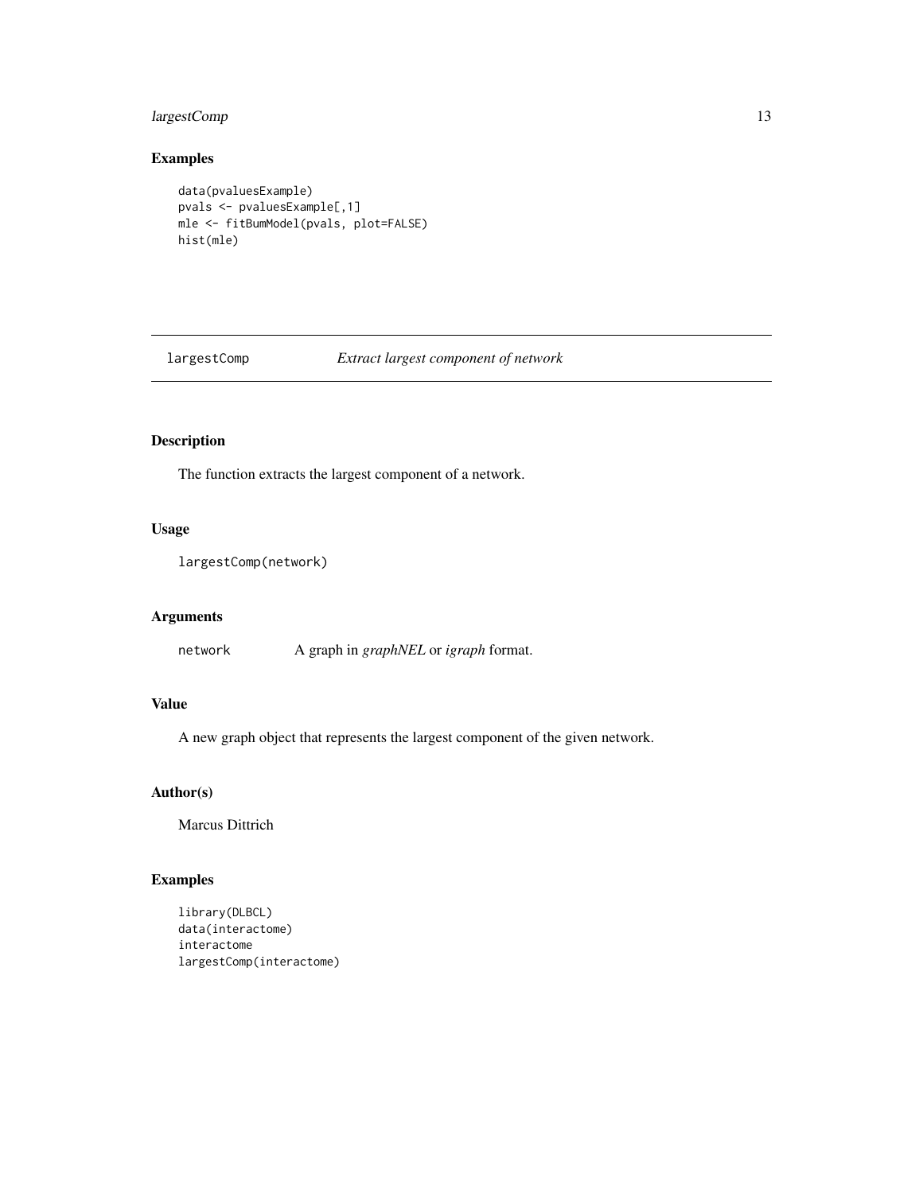## Examples

```
data(pvaluesExample)
pvals <- pvaluesExample[,1]
mle <- fitBumModel(pvals, plot=FALSE)
hist(mle)
```

---

# largestComp *Extract largest component of network*

---

## Description

The function extracts the largest component of a network.

## Usage

```
largestComp(network)
```

## Arguments

| | |
|---|---|
| network | A graph in *graphNEL* or *igraph* format. |

## Value

A new graph object that represents the largest component of the given network.

## Author(s)

Marcus Dittrich

## Examples

```
library(DLBCL)
data(interactome)
interactome
largestComp(interactome)
```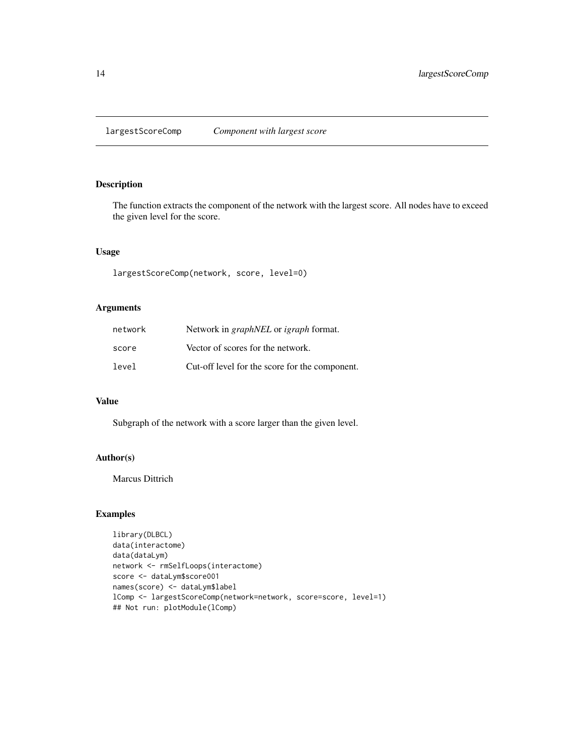# largestScoreComp *Component with largest score*

## Description

The function extracts the component of the network with the largest score. All nodes have to exceed the given level for the score.

## Usage

```
largestScoreComp(network, score, level=0)
```

## Arguments

| | |
|---|---|
| network | Network in *graphNEL* or *igraph* format. |
| score | Vector of scores for the network. |
| level | Cut-off level for the score for the component. |

## Value

Subgraph of the network with a score larger than the given level.

## Author(s)

Marcus Dittrich

## Examples

```
library(DLBCL)
data(interactome)
data(dataLym)
network <- rmSelfLoops(interactome)
score <- dataLym$score001
names(score) <- dataLym$label
lComp <- largestScoreComp(network=network, score=score, level=1)
## Not run: plotModule(lComp)
```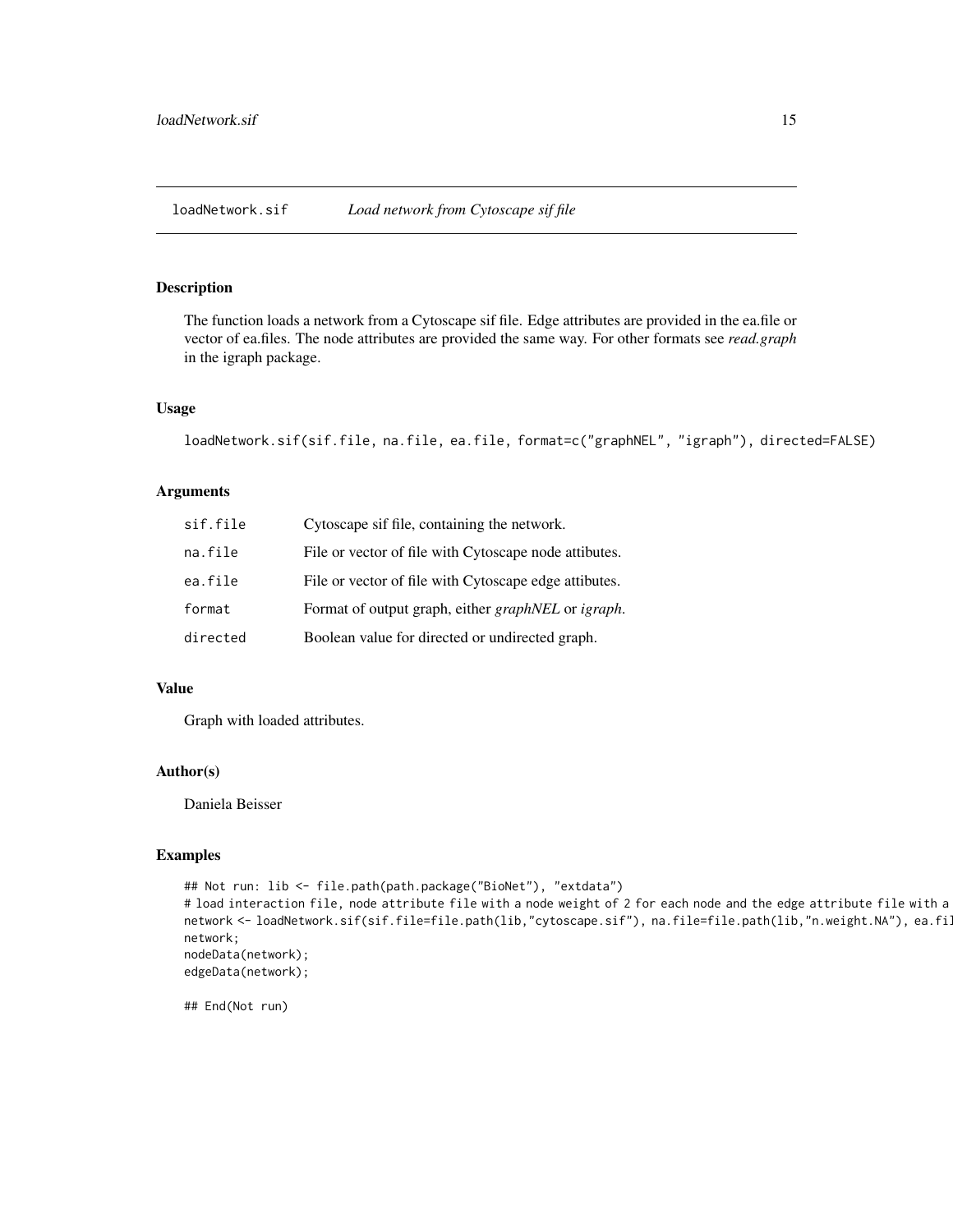# loadNetwork.sif *Load network from Cytoscape sif file*

## Description

The function loads a network from a Cytoscape sif file. Edge attributes are provided in the ea.file or vector of ea.files. The node attributes are provided the same way. For other formats see *read.graph* in the igraph package.

## Usage

```
loadNetwork.sif(sif.file, na.file, ea.file, format=c("graphNEL", "igraph"), directed=FALSE)
```

## Arguments

| | |
|---|---|
| sif.file | Cytoscape sif file, containing the network. |
| na.file | File or vector of file with Cytoscape node attibutes. |
| ea.file | File or vector of file with Cytoscape edge attibutes. |
| format | Format of output graph, either *graphNEL* or *igraph*. |
| directed | Boolean value for directed or undirected graph. |

## Value

Graph with loaded attributes.

## Author(s)

Daniela Beisser

## Examples

```
## Not run: lib <- file.path(path.package("BioNet"), "extdata")
# load interaction file, node attribute file with a node weight of 2 for each node and the edge attribute file with a
network <- loadNetwork.sif(sif.file=file.path(lib,"cytoscape.sif"), na.file=file.path(lib,"n.weight.NA"), ea.fil
network;
nodeData(network);
edgeData(network);

## End(Not run)
```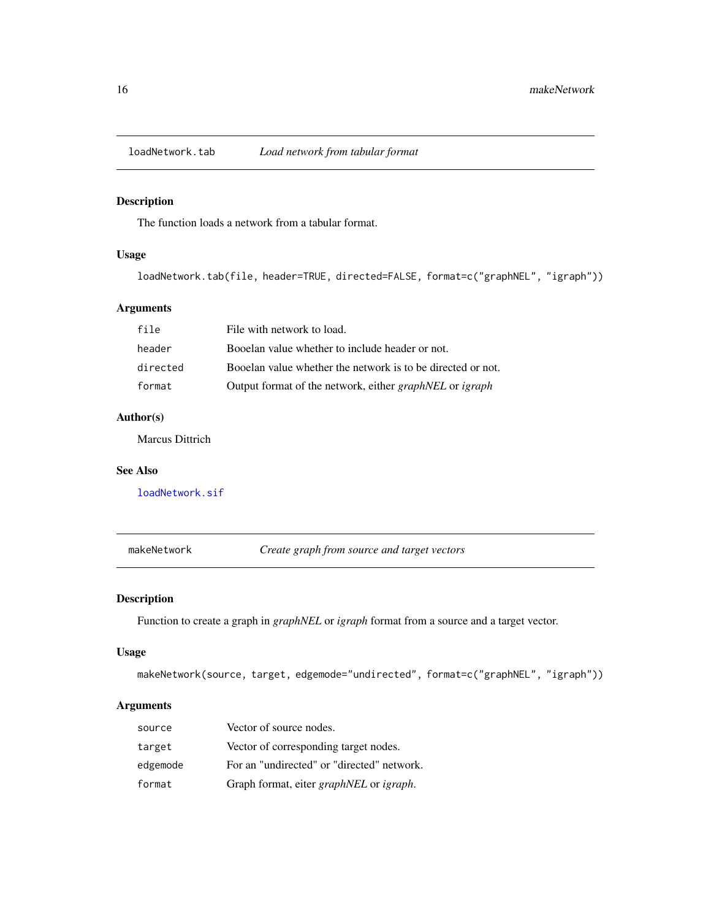## loadNetwork.tab — *Load network from tabular format*

### Description

The function loads a network from a tabular format.

### Usage

```
loadNetwork.tab(file, header=TRUE, directed=FALSE, format=c("graphNEL", "igraph"))
```

### Arguments

| | |
|---|---|
| `file` | File with network to load. |
| `header` | Booelan value whether to include header or not. |
| `directed` | Booelan value whether the network is to be directed or not. |
| `format` | Output format of the network, either *graphNEL* or *igraph* |

### Author(s)

Marcus Dittrich

### See Also

loadNetwork.sif

## makeNetwork — *Create graph from source and target vectors*

### Description

Function to create a graph in *graphNEL* or *igraph* format from a source and a target vector.

### Usage

```
makeNetwork(source, target, edgemode="undirected", format=c("graphNEL", "igraph"))
```

### Arguments

| | |
|---|---|
| `source` | Vector of source nodes. |
| `target` | Vector of corresponding target nodes. |
| `edgemode` | For an "undirected" or "directed" network. |
| `format` | Graph format, eiter *graphNEL* or *igraph*. |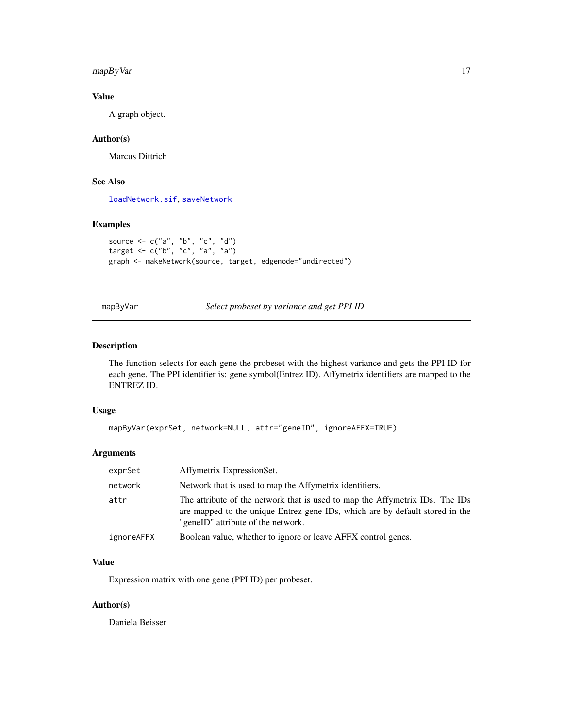### Value

A graph object.

### Author(s)

Marcus Dittrich

### See Also

loadNetwork.sif, saveNetwork

### Examples

```
source <- c("a", "b", "c", "d")
target <- c("b", "c", "a", "a")
graph <- makeNetwork(source, target, edgemode="undirected")
```

---

## mapByVar — *Select probeset by variance and get PPI ID*

---

### Description

The function selects for each gene the probeset with the highest variance and gets the PPI ID for each gene. The PPI identifier is: gene symbol(Entrez ID). Affymetrix identifiers are mapped to the ENTREZ ID.

### Usage

```
mapByVar(exprSet, network=NULL, attr="geneID", ignoreAFFX=TRUE)
```

### Arguments

| | |
|---|---|
| exprSet | Affymetrix ExpressionSet. |
| network | Network that is used to map the Affymetrix identifiers. |
| attr | The attribute of the network that is used to map the Affymetrix IDs. The IDs are mapped to the unique Entrez gene IDs, which are by default stored in the "geneID" attribute of the network. |
| ignoreAFFX | Boolean value, whether to ignore or leave AFFX control genes. |

### Value

Expression matrix with one gene (PPI ID) per probeset.

### Author(s)

Daniela Beisser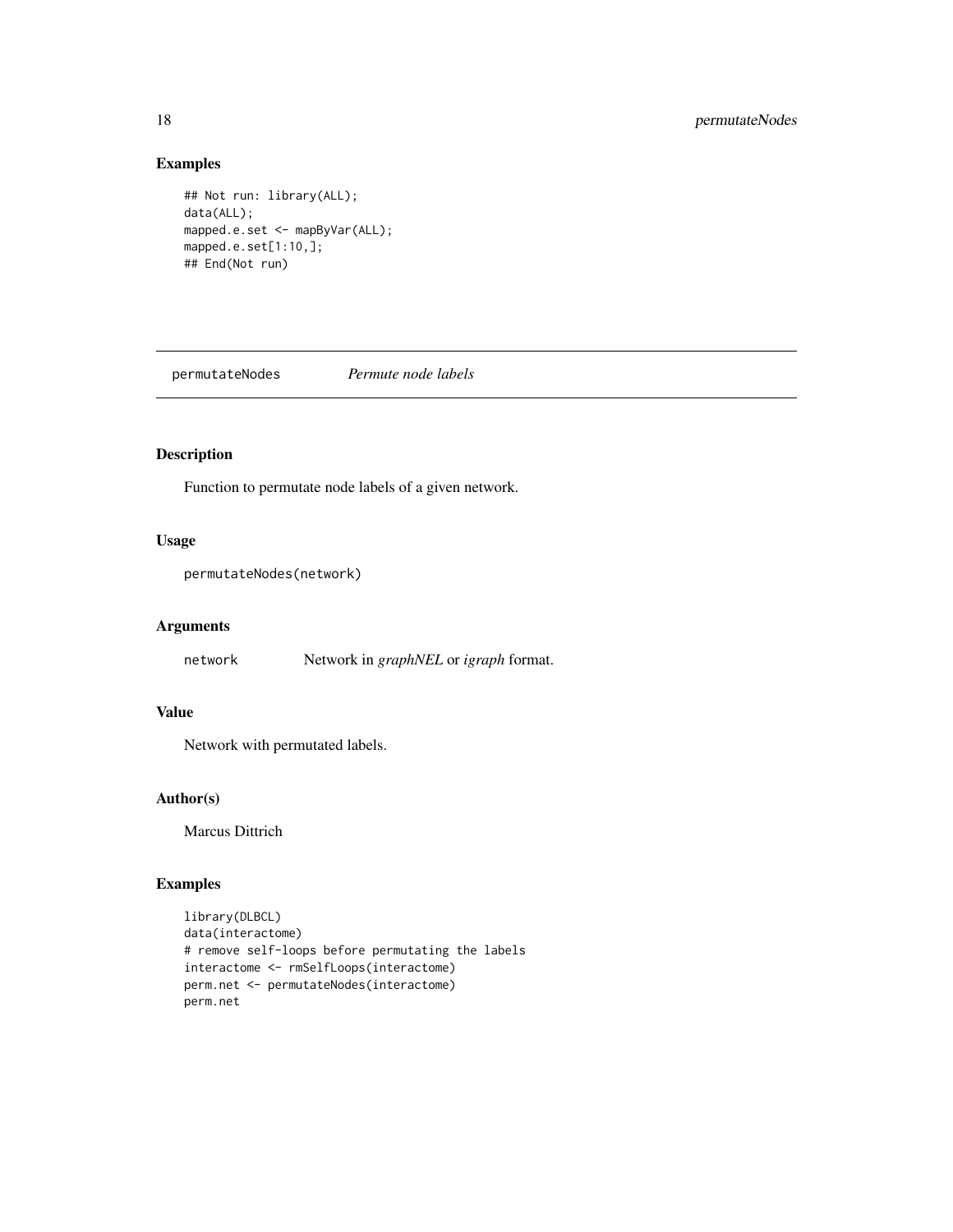## Examples

```
## Not run: library(ALL);
data(ALL);
mapped.e.set <- mapByVar(ALL);
mapped.e.set[1:10,];
## End(Not run)
```

---

# permutateNodes *Permute node labels*

---

## Description

Function to permutate node labels of a given network.

## Usage

```
permutateNodes(network)
```

## Arguments

| | |
|---|---|
| network | Network in *graphNEL* or *igraph* format. |

## Value

Network with permutated labels.

## Author(s)

Marcus Dittrich

## Examples

```
library(DLBCL)
data(interactome)
# remove self-loops before permutating the labels
interactome <- rmSelfLoops(interactome)
perm.net <- permutateNodes(interactome)
perm.net
```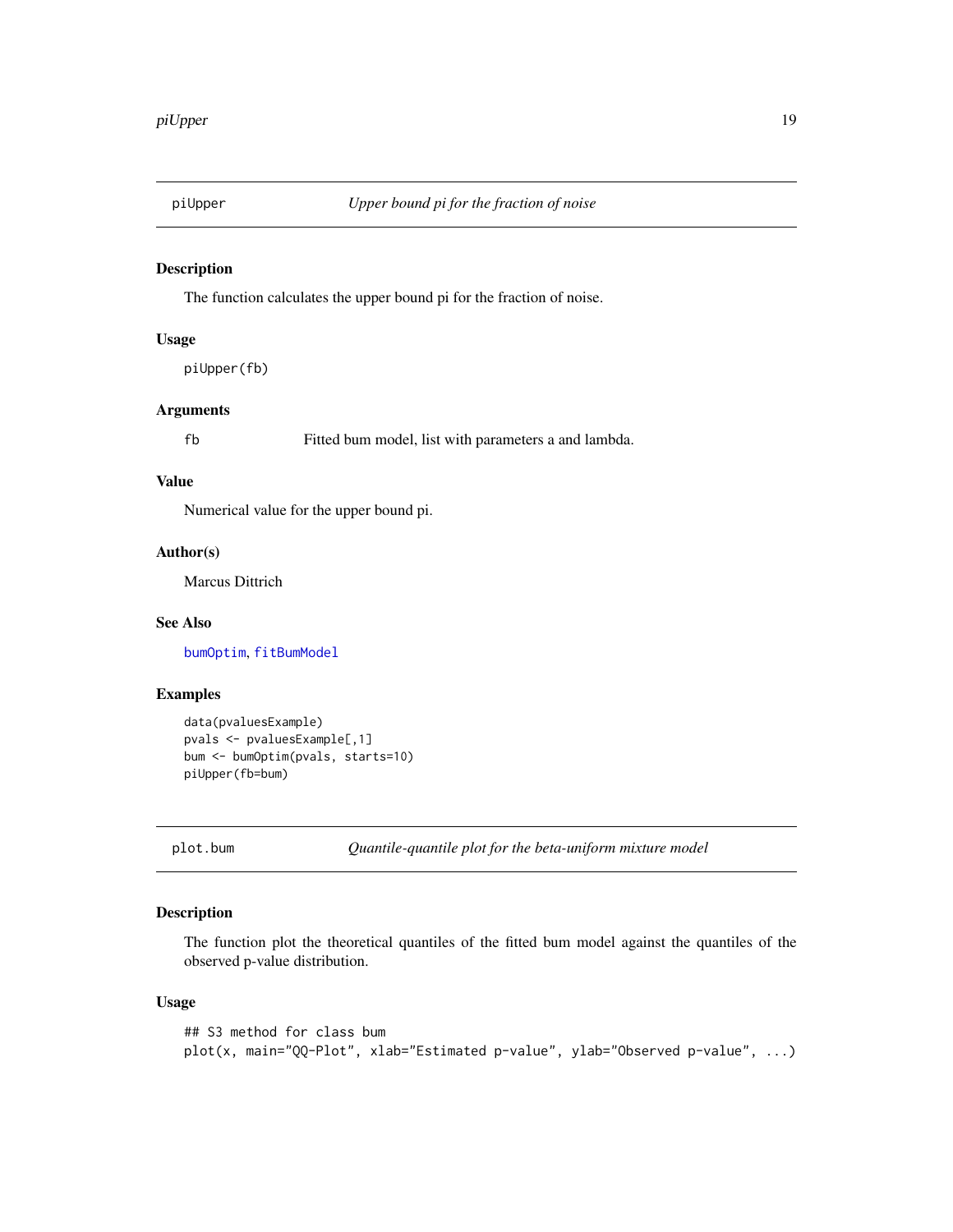## piUpper — *Upper bound pi for the fraction of noise*

### Description

The function calculates the upper bound pi for the fraction of noise.

### Usage

```
piUpper(fb)
```

### Arguments

| | |
|---|---|
| fb | Fitted bum model, list with parameters a and lambda. |

### Value

Numerical value for the upper bound pi.

### Author(s)

Marcus Dittrich

### See Also

bumOptim, fitBumModel

### Examples

```
data(pvaluesExample)
pvals <- pvaluesExample[,1]
bum <- bumOptim(pvals, starts=10)
piUpper(fb=bum)
```

## plot.bum — *Quantile-quantile plot for the beta-uniform mixture model*

### Description

The function plot the theoretical quantiles of the fitted bum model against the quantiles of the observed p-value distribution.

### Usage

```
## S3 method for class bum
plot(x, main="QQ-Plot", xlab="Estimated p-value", ylab="Observed p-value", ...)
```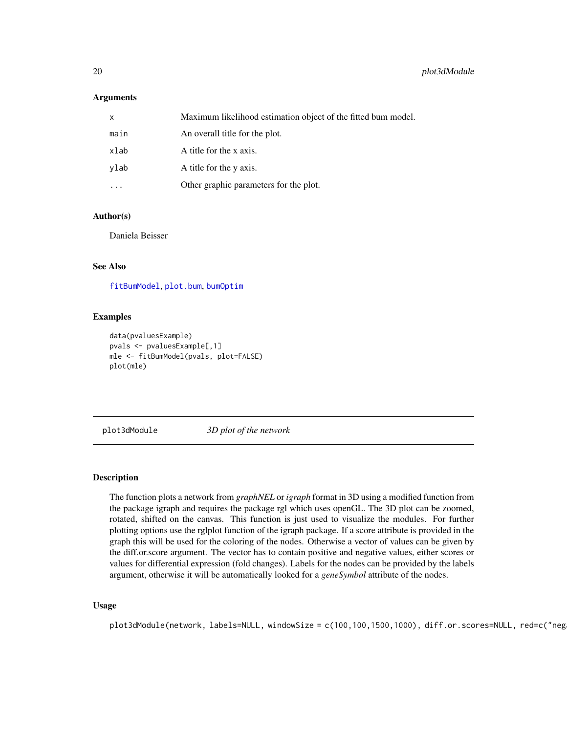### Arguments

| | |
|---|---|
| x | Maximum likelihood estimation object of the fitted bum model. |
| main | An overall title for the plot. |
| xlab | A title for the x axis. |
| ylab | A title for the y axis. |
| ... | Other graphic parameters for the plot. |

### Author(s)

Daniela Beisser

### See Also

fitBumModel, plot.bum, bumOptim

### Examples

```
data(pvaluesExample)
pvals <- pvaluesExample[,1]
mle <- fitBumModel(pvals, plot=FALSE)
plot(mle)
```

---

## plot3dModule *3D plot of the network*

### Description

The function plots a network from *graphNEL* or *igraph* format in 3D using a modified function from the package igraph and requires the package rgl which uses openGL. The 3D plot can be zoomed, rotated, shifted on the canvas. This function is just used to visualize the modules. For further plotting options use the rglplot function of the igraph package. If a score attribute is provided in the graph this will be used for the coloring of the nodes. Otherwise a vector of values can be given by the diff.or.score argument. The vector has to contain positive and negative values, either scores or values for differential expression (fold changes). Labels for the nodes can be provided by the labels argument, otherwise it will be automatically looked for a *geneSymbol* attribute of the nodes.

### Usage

```
plot3dModule(network, labels=NULL, windowSize = c(100,100,1500,1000), diff.or.scores=NULL, red=c("neg
```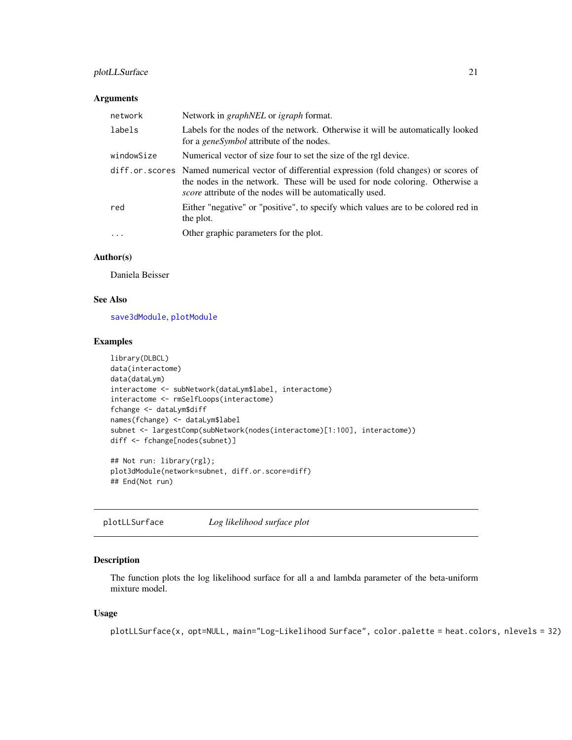### Arguments

| | |
|---|---|
| network | Network in *graphNEL* or *igraph* format. |
| labels | Labels for the nodes of the network. Otherwise it will be automatically looked for a *geneSymbol* attribute of the nodes. |
| windowSize | Numerical vector of size four to set the size of the rgl device. |
| diff.or.scores | Named numerical vector of differential expression (fold changes) or scores of the nodes in the network. These will be used for node coloring. Otherwise a *score* attribute of the nodes will be automatically used. |
| red | Either "negative" or "positive", to specify which values are to be colored red in the plot. |
| ... | Other graphic parameters for the plot. |

### Author(s)

Daniela Beisser

### See Also

save3dModule, plotModule

### Examples

```
library(DLBCL)
data(interactome)
data(dataLym)
interactome <- subNetwork(dataLym$label, interactome)
interactome <- rmSelfLoops(interactome)
fchange <- dataLym$diff
names(fchange) <- dataLym$label
subnet <- largestComp(subNetwork(nodes(interactome)[1:100], interactome))
diff <- fchange[nodes(subnet)]

## Not run: library(rgl);
plot3dModule(network=subnet, diff.or.score=diff)
## End(Not run)
```

---

## plotLLSurface *Log likelihood surface plot*

### Description

The function plots the log likelihood surface for all a and lambda parameter of the beta-uniform mixture model.

### Usage

```
plotLLSurface(x, opt=NULL, main="Log-Likelihood Surface", color.palette = heat.colors, nlevels = 32)
```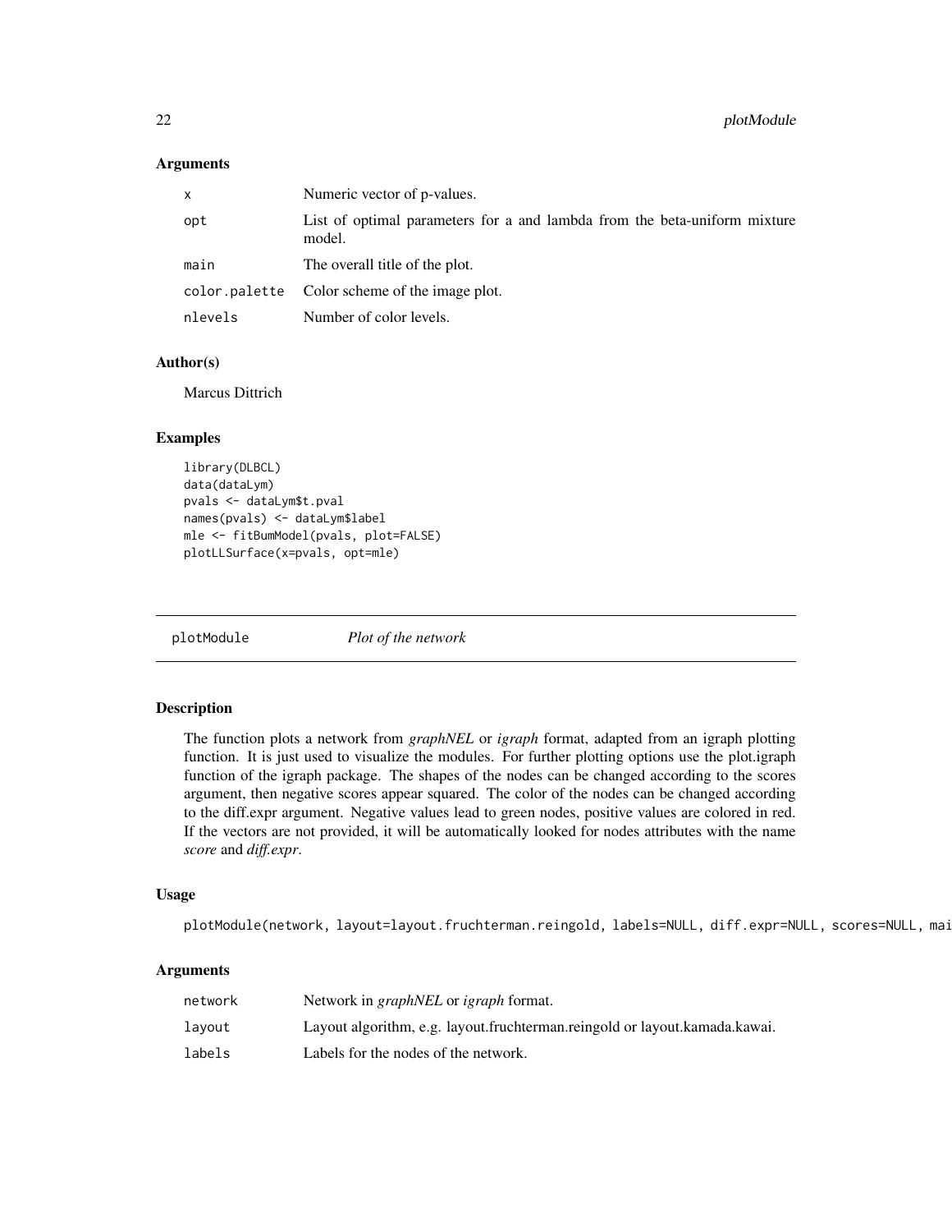### Arguments

| | |
|---|---|
| x | Numeric vector of p-values. |
| opt | List of optimal parameters for a and lambda from the beta-uniform mixture model. |
| main | The overall title of the plot. |
| color.palette | Color scheme of the image plot. |
| nlevels | Number of color levels. |

### Author(s)

Marcus Dittrich

### Examples

```
library(DLBCL)
data(dataLym)
pvals <- dataLym$t.pval
names(pvals) <- dataLym$label
mle <- fitBumModel(pvals, plot=FALSE)
plotLLSurface(x=pvals, opt=mle)
```

---

## plotModule *Plot of the network*

---

### Description

The function plots a network from *graphNEL* or *igraph* format, adapted from an igraph plotting function. It is just used to visualize the modules. For further plotting options use the plot.igraph function of the igraph package. The shapes of the nodes can be changed according to the scores argument, then negative scores appear squared. The color of the nodes can be changed according to the diff.expr argument. Negative values lead to green nodes, positive values are colored in red. If the vectors are not provided, it will be automatically looked for nodes attributes with the name *score* and *diff.expr*.

### Usage

```
plotModule(network, layout=layout.fruchterman.reingold, labels=NULL, diff.expr=NULL, scores=NULL, mai
```

### Arguments

| | |
|---|---|
| network | Network in *graphNEL* or *igraph* format. |
| layout | Layout algorithm, e.g. layout.fruchterman.reingold or layout.kamada.kawai. |
| labels | Labels for the nodes of the network. |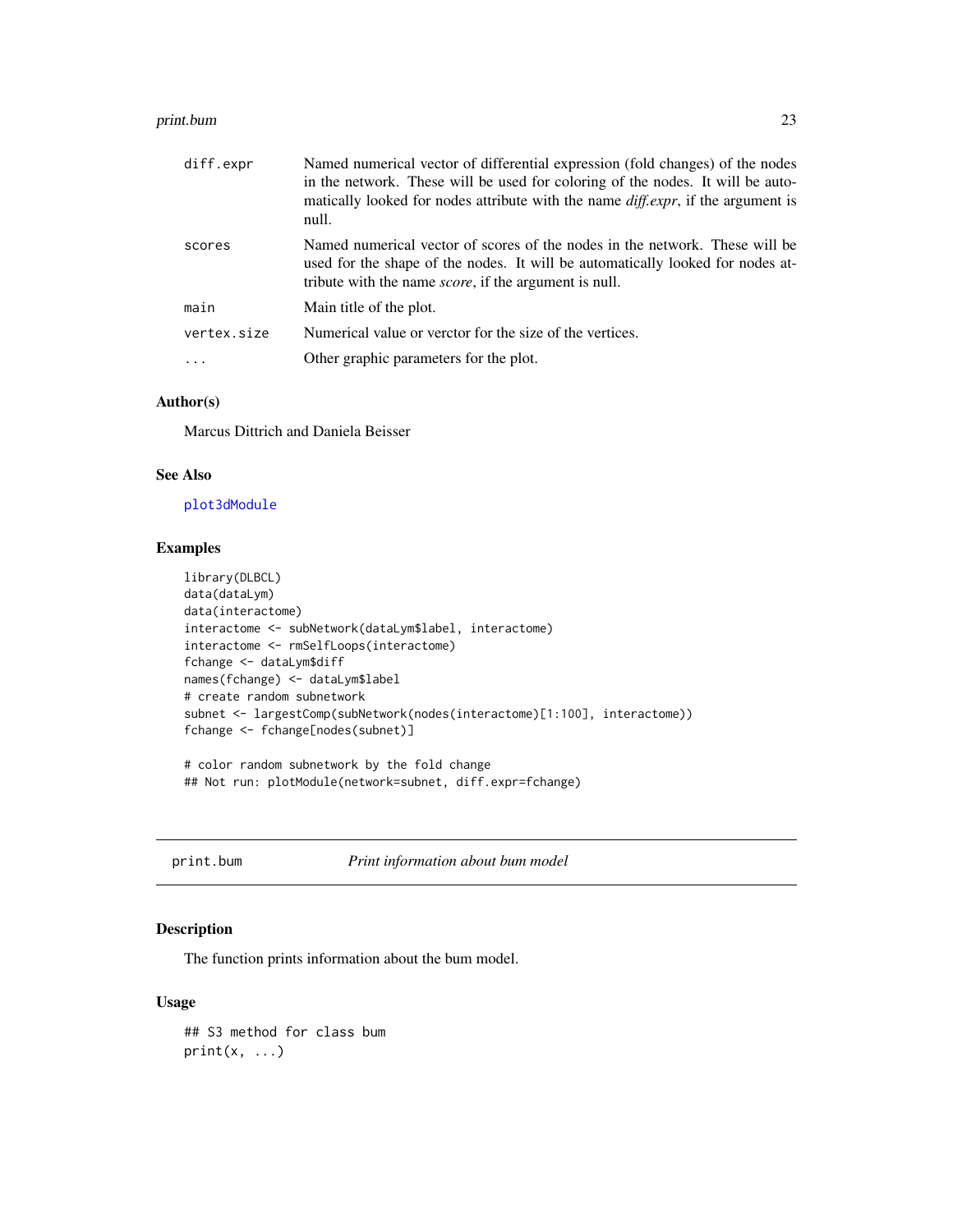| | |
|---|---|
| diff.expr | Named numerical vector of differential expression (fold changes) of the nodes in the network. These will be used for coloring of the nodes. It will be automatically looked for nodes attribute with the name *diff.expr*, if the argument is null. |
| scores | Named numerical vector of scores of the nodes in the network. These will be used for the shape of the nodes. It will be automatically looked for nodes attribute with the name *score*, if the argument is null. |
| main | Main title of the plot. |
| vertex.size | Numerical value or verctor for the size of the vertices. |
| ... | Other graphic parameters for the plot. |

### Author(s)

Marcus Dittrich and Daniela Beisser

### See Also

plot3dModule

### Examples

```
library(DLBCL)
data(dataLym)
data(interactome)
interactome <- subNetwork(dataLym$label, interactome)
interactome <- rmSelfLoops(interactome)
fchange <- dataLym$diff
names(fchange) <- dataLym$label
# create random subnetwork
subnet <- largestComp(subNetwork(nodes(interactome)[1:100], interactome))
fchange <- fchange[nodes(subnet)]

# color random subnetwork by the fold change
## Not run: plotModule(network=subnet, diff.expr=fchange)
```

## print.bum — *Print information about bum model*

### Description

The function prints information about the bum model.

### Usage

```
## S3 method for class bum
print(x, ...)
```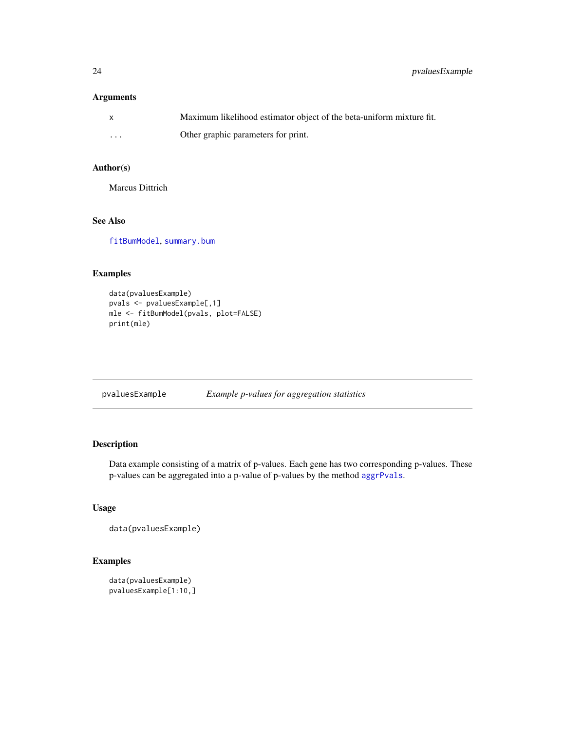### Arguments

| | |
|---|---|
| x | Maximum likelihood estimator object of the beta-uniform mixture fit. |
| ... | Other graphic parameters for print. |

### Author(s)

Marcus Dittrich

### See Also

fitBumModel, summary.bum

### Examples

```
data(pvaluesExample)
pvals <- pvaluesExample[,1]
mle <- fitBumModel(pvals, plot=FALSE)
print(mle)
```

## pvaluesExample — *Example p-values for aggregation statistics*

### Description

Data example consisting of a matrix of p-values. Each gene has two corresponding p-values. These p-values can be aggregated into a p-value of p-values by the method aggrPvals.

### Usage

```
data(pvaluesExample)
```

### Examples

```
data(pvaluesExample)
pvaluesExample[1:10,]
```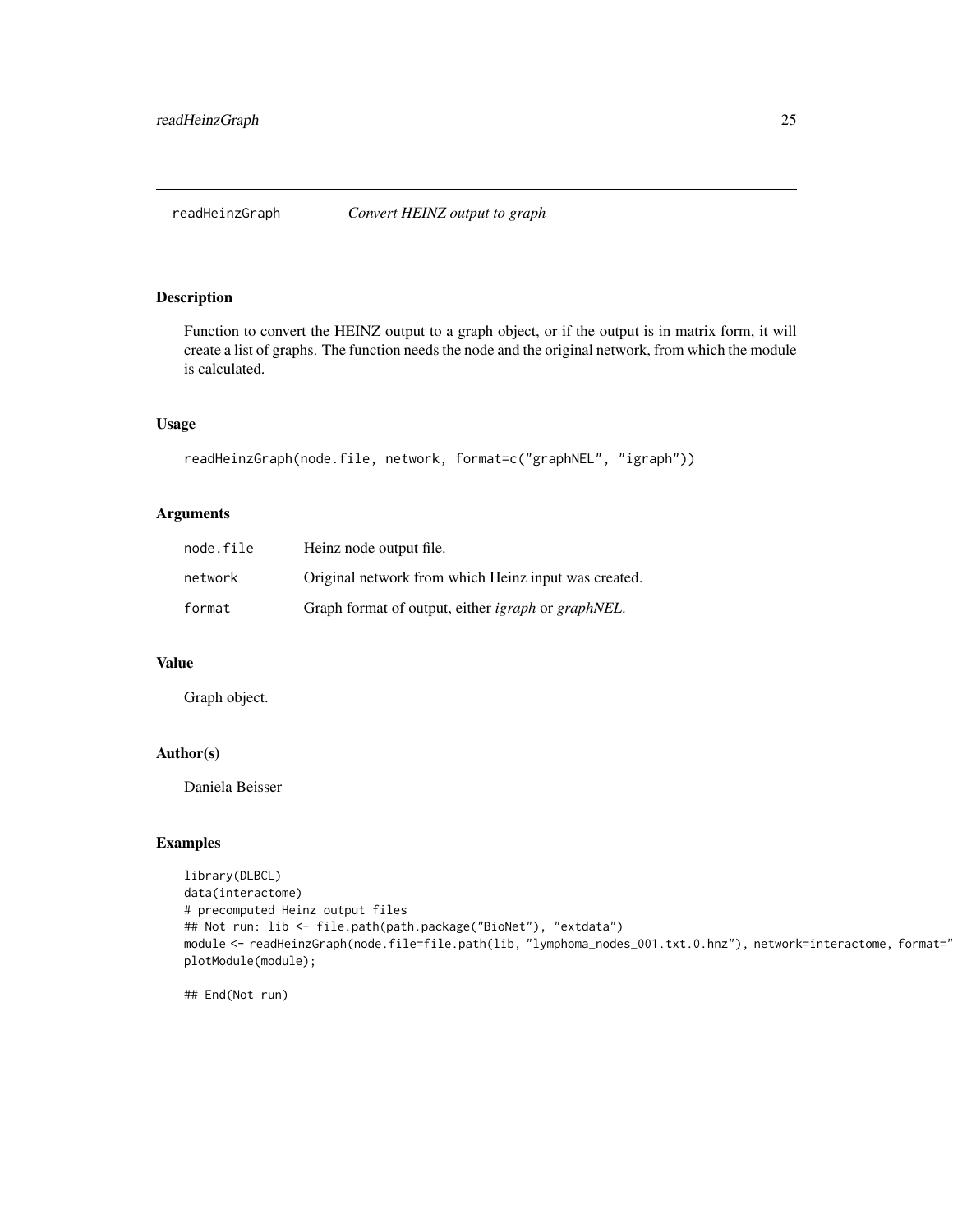readHeinzGraph *Convert HEINZ output to graph*

## Description

Function to convert the HEINZ output to a graph object, or if the output is in matrix form, it will create a list of graphs. The function needs the node and the original network, from which the module is calculated.

## Usage

```
readHeinzGraph(node.file, network, format=c("graphNEL", "igraph"))
```

## Arguments

| | |
|---|---|
| node.file | Heinz node output file. |
| network | Original network from which Heinz input was created. |
| format | Graph format of output, either *igraph* or *graphNEL*. |

## Value

Graph object.

## Author(s)

Daniela Beisser

## Examples

```
library(DLBCL)
data(interactome)
# precomputed Heinz output files
## Not run: lib <- file.path(path.package("BioNet"), "extdata")
module <- readHeinzGraph(node.file=file.path(lib, "lymphoma_nodes_001.txt.0.hnz"), network=interactome, format="
plotModule(module);

## End(Not run)
```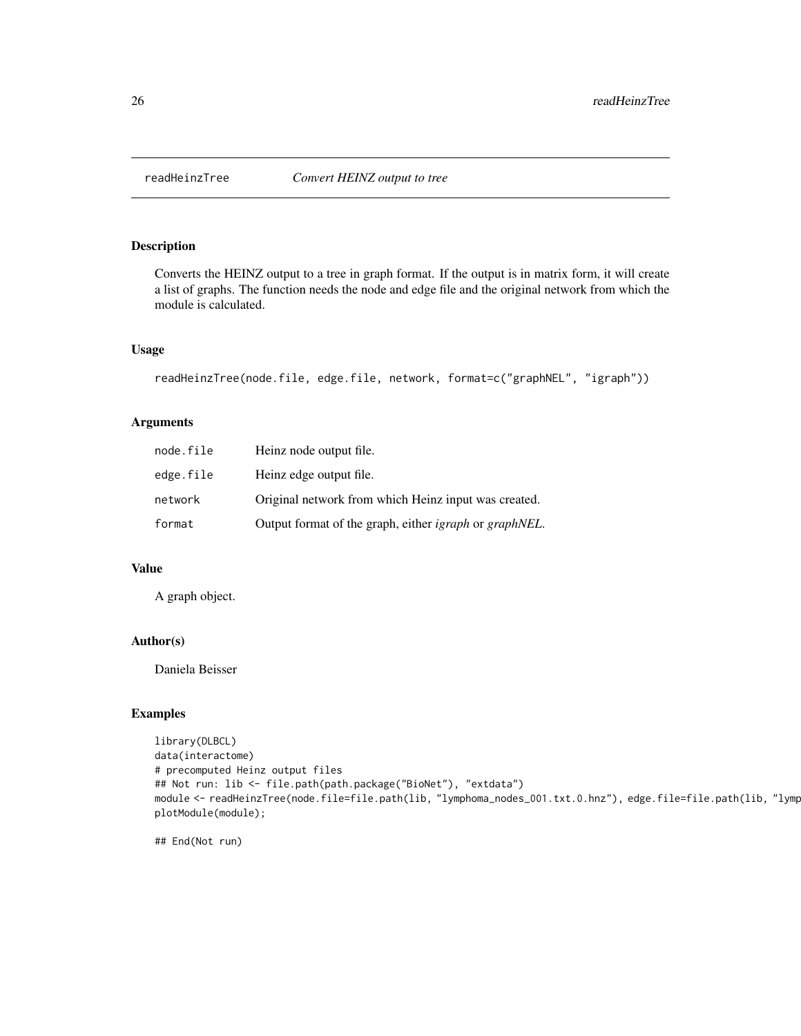readHeinzTree *Convert HEINZ output to tree*

## Description

Converts the HEINZ output to a tree in graph format. If the output is in matrix form, it will create a list of graphs. The function needs the node and edge file and the original network from which the module is calculated.

## Usage

```
readHeinzTree(node.file, edge.file, network, format=c("graphNEL", "igraph"))
```

## Arguments

| | |
|---|---|
| node.file | Heinz node output file. |
| edge.file | Heinz edge output file. |
| network | Original network from which Heinz input was created. |
| format | Output format of the graph, either *igraph* or *graphNEL*. |

## Value

A graph object.

## Author(s)

Daniela Beisser

## Examples

```
library(DLBCL)
data(interactome)
# precomputed Heinz output files
## Not run: lib <- file.path(path.package("BioNet"), "extdata")
module <- readHeinzTree(node.file=file.path(lib, "lymphoma_nodes_001.txt.0.hnz"), edge.file=file.path(lib, "lymp
plotModule(module);

## End(Not run)
```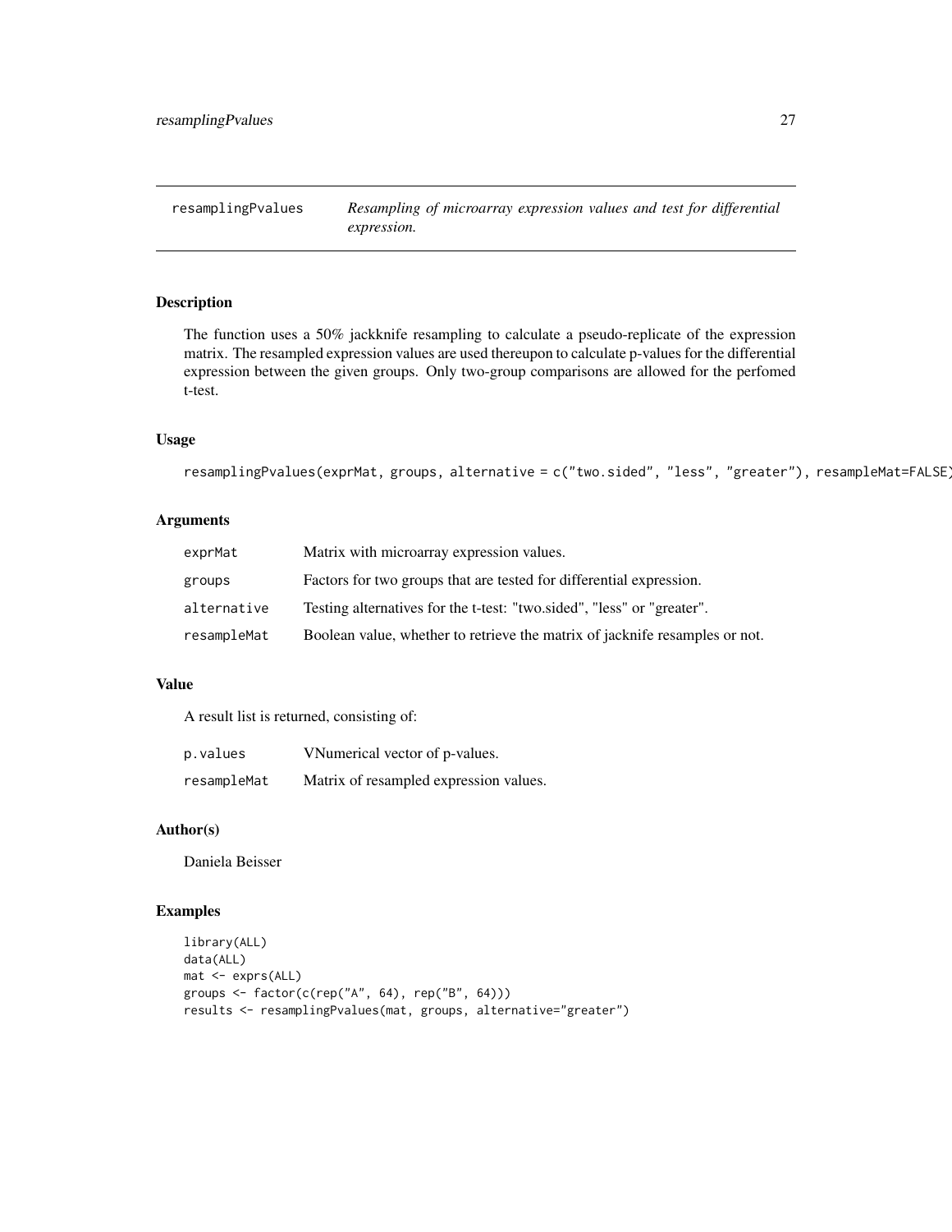## resamplingPvalues — *Resampling of microarray expression values and test for differential expression.*

### Description

The function uses a 50% jackknife resampling to calculate a pseudo-replicate of the expression matrix. The resampled expression values are used thereupon to calculate p-values for the differential expression between the given groups. Only two-group comparisons are allowed for the perfomed t-test.

### Usage

```
resamplingPvalues(exprMat, groups, alternative = c("two.sided", "less", "greater"), resampleMat=FALSE)
```

### Arguments

| | |
|---|---|
| `exprMat` | Matrix with microarray expression values. |
| `groups` | Factors for two groups that are tested for differential expression. |
| `alternative` | Testing alternatives for the t-test: "two.sided", "less" or "greater". |
| `resampleMat` | Boolean value, whether to retrieve the matrix of jacknife resamples or not. |

### Value

A result list is returned, consisting of:

| | |
|---|---|
| `p.values` | VNumerical vector of p-values. |
| `resampleMat` | Matrix of resampled expression values. |

### Author(s)

Daniela Beisser

### Examples

```
library(ALL)
data(ALL)
mat <- exprs(ALL)
groups <- factor(c(rep("A", 64), rep("B", 64)))
results <- resamplingPvalues(mat, groups, alternative="greater")
```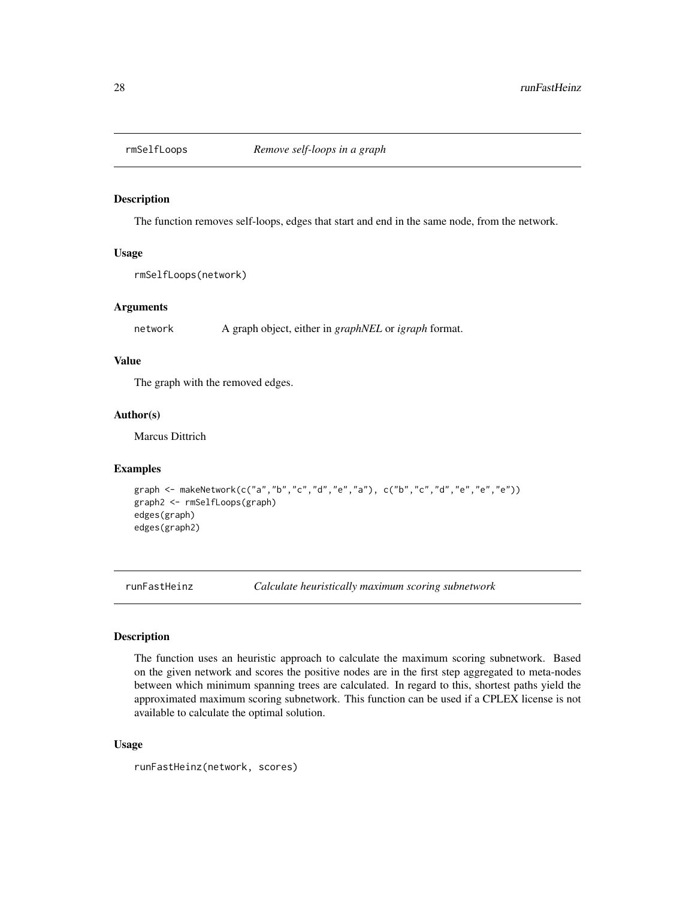## rmSelfLoops — *Remove self-loops in a graph*

### Description

The function removes self-loops, edges that start and end in the same node, from the network.

### Usage

```
rmSelfLoops(network)
```

### Arguments

network — A graph object, either in *graphNEL* or *igraph* format.

### Value

The graph with the removed edges.

### Author(s)

Marcus Dittrich

### Examples

```
graph <- makeNetwork(c("a","b","c","d","e","a"), c("b","c","d","e","e","e"))
graph2 <- rmSelfLoops(graph)
edges(graph)
edges(graph2)
```

## runFastHeinz — *Calculate heuristically maximum scoring subnetwork*

### Description

The function uses an heuristic approach to calculate the maximum scoring subnetwork. Based on the given network and scores the positive nodes are in the first step aggregated to meta-nodes between which minimum spanning trees are calculated. In regard to this, shortest paths yield the approximated maximum scoring subnetwork. This function can be used if a CPLEX license is not available to calculate the optimal solution.

### Usage

```
runFastHeinz(network, scores)
```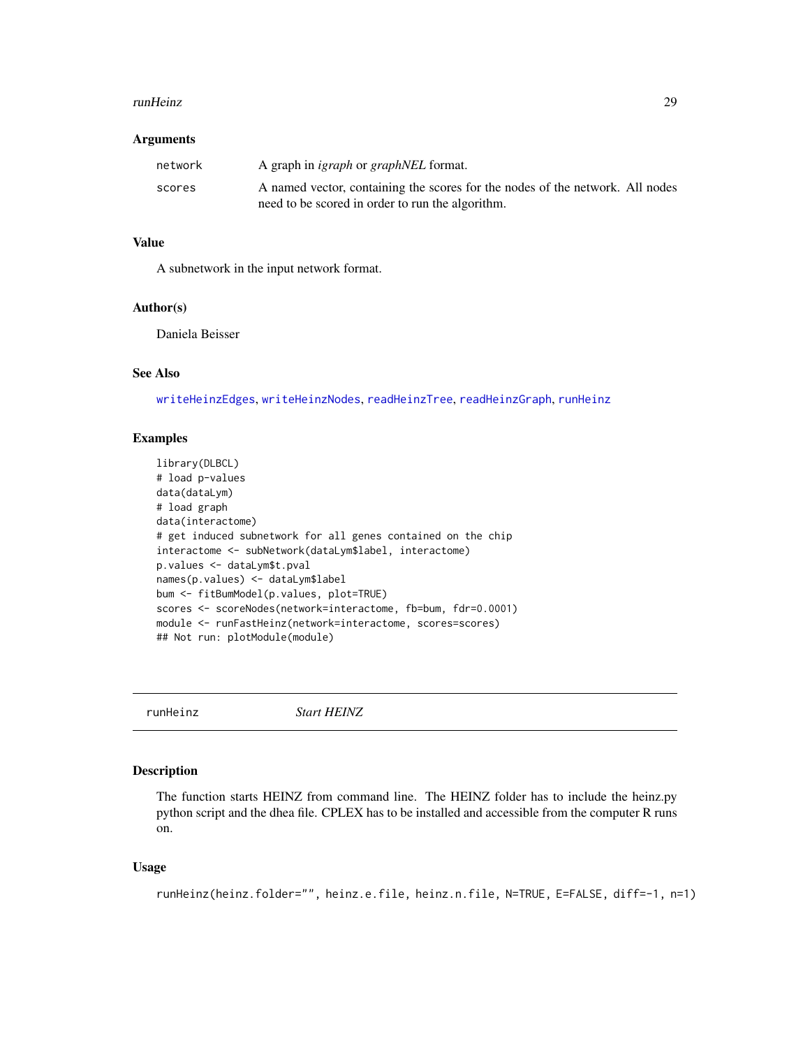## Arguments

| | |
|---|---|
| network | A graph in *igraph* or *graphNEL* format. |
| scores | A named vector, containing the scores for the nodes of the network. All nodes need to be scored in order to run the algorithm. |

## Value

A subnetwork in the input network format.

## Author(s)

Daniela Beisser

## See Also

writeHeinzEdges, writeHeinzNodes, readHeinzTree, readHeinzGraph, runHeinz

## Examples

```
library(DLBCL)
# load p-values
data(dataLym)
# load graph
data(interactome)
# get induced subnetwork for all genes contained on the chip
interactome <- subNetwork(dataLym$label, interactome)
p.values <- dataLym$t.pval
names(p.values) <- dataLym$label
bum <- fitBumModel(p.values, plot=TRUE)
scores <- scoreNodes(network=interactome, fb=bum, fdr=0.0001)
module <- runFastHeinz(network=interactome, scores=scores)
## Not run: plotModule(module)
```

---

runHeinz *Start HEINZ*

---

## Description

The function starts HEINZ from command line. The HEINZ folder has to include the heinz.py python script and the dhea file. CPLEX has to be installed and accessible from the computer R runs on.

## Usage

```
runHeinz(heinz.folder="", heinz.e.file, heinz.n.file, N=TRUE, E=FALSE, diff=-1, n=1)
```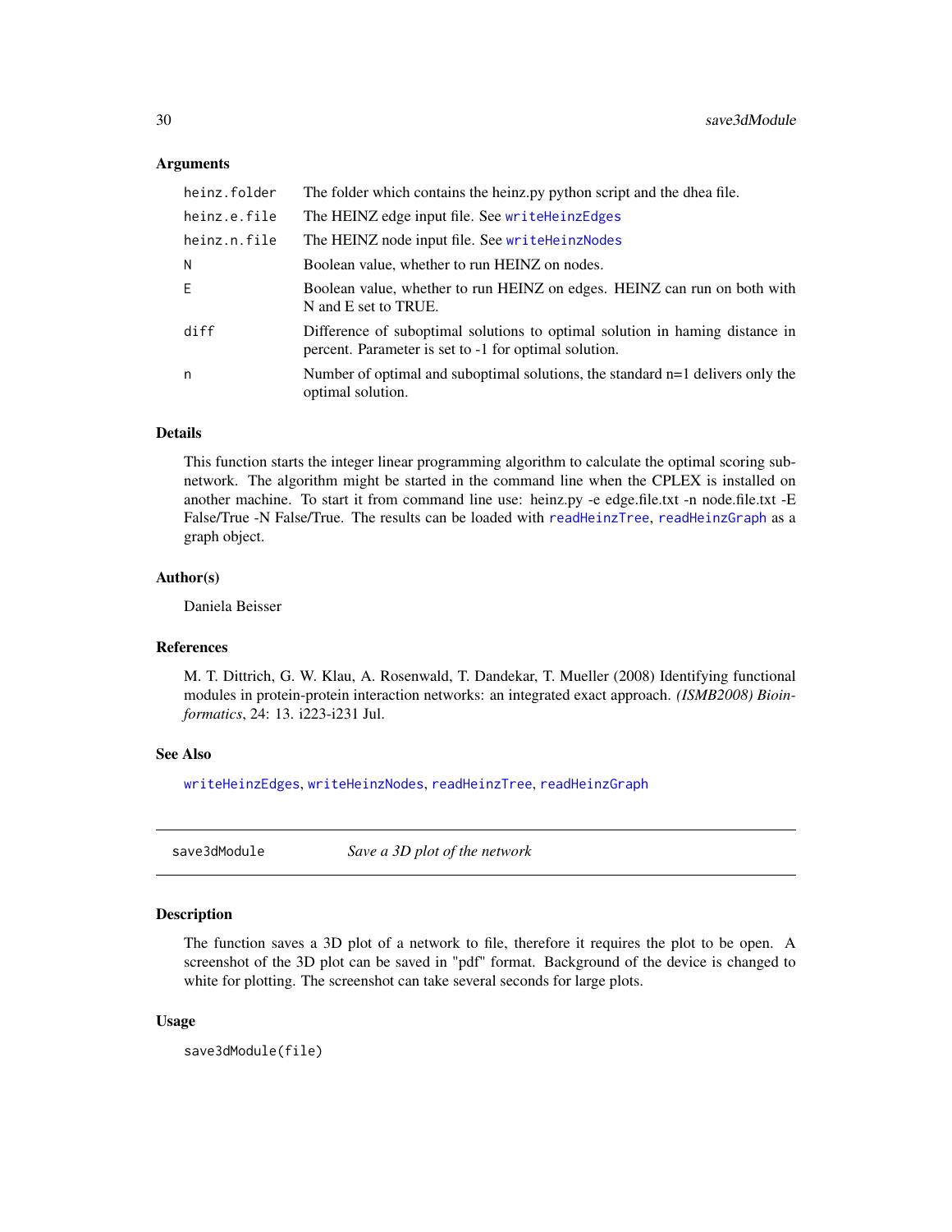### Arguments

| | |
|---|---|
| heinz.folder | The folder which contains the heinz.py python script and the dhea file. |
| heinz.e.file | The HEINZ edge input file. See writeHeinzEdges |
| heinz.n.file | The HEINZ node input file. See writeHeinzNodes |
| N | Boolean value, whether to run HEINZ on nodes. |
| E | Boolean value, whether to run HEINZ on edges. HEINZ can run on both with N and E set to TRUE. |
| diff | Difference of suboptimal solutions to optimal solution in haming distance in percent. Parameter is set to -1 for optimal solution. |
| n | Number of optimal and suboptimal solutions, the standard n=1 delivers only the optimal solution. |

### Details

This function starts the integer linear programming algorithm to calculate the optimal scoring subnetwork. The algorithm might be started in the command line when the CPLEX is installed on another machine. To start it from command line use: heinz.py -e edge.file.txt -n node.file.txt -E False/True -N False/True. The results can be loaded with readHeinzTree, readHeinzGraph as a graph object.

### Author(s)

Daniela Beisser

### References

M. T. Dittrich, G. W. Klau, A. Rosenwald, T. Dandekar, T. Mueller (2008) Identifying functional modules in protein-protein interaction networks: an integrated exact approach. *(ISMB2008) Bioinformatics*, 24: 13. i223-i231 Jul.

### See Also

writeHeinzEdges, writeHeinzNodes, readHeinzTree, readHeinzGraph

---

## save3dModule &nbsp;&nbsp;&nbsp; *Save a 3D plot of the network*

### Description

The function saves a 3D plot of a network to file, therefore it requires the plot to be open. A screenshot of the 3D plot can be saved in "pdf" format. Background of the device is changed to white for plotting. The screenshot can take several seconds for large plots.

### Usage

```
save3dModule(file)
```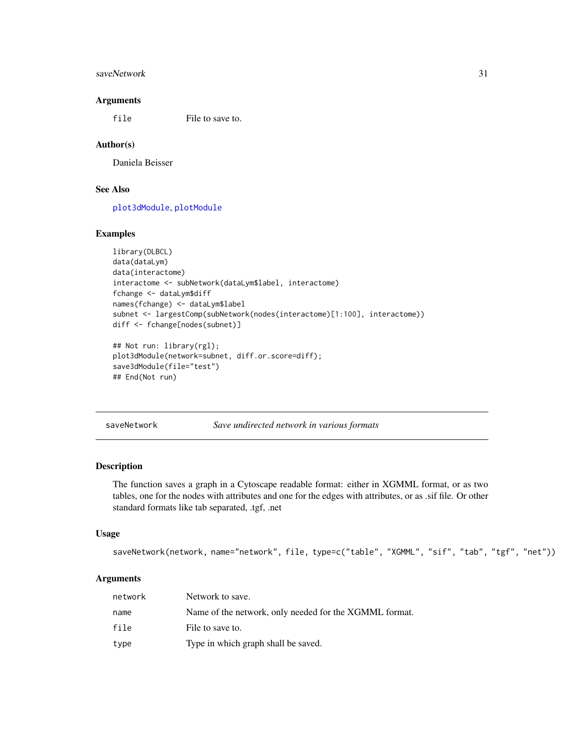### Arguments

| | |
|---|---|
| `file` | File to save to. |

### Author(s)

Daniela Beisser

### See Also

`plot3dModule`, `plotModule`

### Examples

```
library(DLBCL)
data(dataLym)
data(interactome)
interactome <- subNetwork(dataLym$label, interactome)
fchange <- dataLym$diff
names(fchange) <- dataLym$label
subnet <- largestComp(subNetwork(nodes(interactome)[1:100], interactome))
diff <- fchange[nodes(subnet)]

## Not run: library(rgl);
plot3dModule(network=subnet, diff.or.score=diff);
save3dModule(file="test")
## End(Not run)
```

---

## saveNetwork — *Save undirected network in various formats*

---

### Description

The function saves a graph in a Cytoscape readable format: either in XGMML format, or as two tables, one for the nodes with attributes and one for the edges with attributes, or as .sif file. Or other standard formats like tab separated, .tgf, .net

### Usage

```
saveNetwork(network, name="network", file, type=c("table", "XGMML", "sif", "tab", "tgf", "net"))
```

### Arguments

| | |
|---|---|
| `network` | Network to save. |
| `name` | Name of the network, only needed for the XGMML format. |
| `file` | File to save to. |
| `type` | Type in which graph shall be saved. |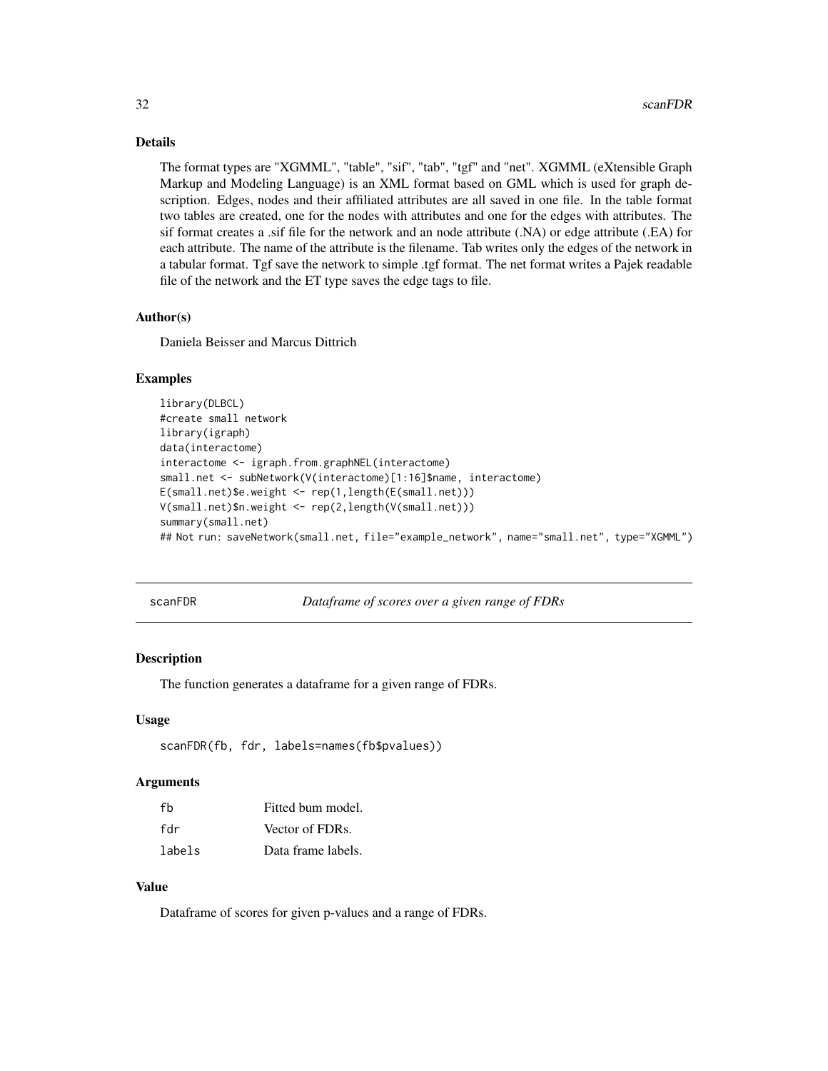### Details

The format types are "XGMML", "table", "sif", "tab", "tgf" and "net". XGMML (eXtensible Graph Markup and Modeling Language) is an XML format based on GML which is used for graph description. Edges, nodes and their affiliated attributes are all saved in one file. In the table format two tables are created, one for the nodes with attributes and one for the edges with attributes. The sif format creates a .sif file for the network and an node attribute (.NA) or edge attribute (.EA) for each attribute. The name of the attribute is the filename. Tab writes only the edges of the network in a tabular format. Tgf save the network to simple .tgf format. The net format writes a Pajek readable file of the network and the ET type saves the edge tags to file.

### Author(s)

Daniela Beisser and Marcus Dittrich

### Examples

```
library(DLBCL)
#create small network
library(igraph)
data(interactome)
interactome <- igraph.from.graphNEL(interactome)
small.net <- subNetwork(V(interactome)[1:16]$name, interactome)
E(small.net)$e.weight <- rep(1,length(E(small.net)))
V(small.net)$n.weight <- rep(2,length(V(small.net)))
summary(small.net)
## Not run: saveNetwork(small.net, file="example_network", name="small.net", type="XGMML")
```

---

## scanFDR — *Dataframe of scores over a given range of FDRs*

### Description

The function generates a dataframe for a given range of FDRs.

### Usage

```
scanFDR(fb, fdr, labels=names(fb$pvalues))
```

### Arguments

| | |
|---|---|
| fb | Fitted bum model. |
| fdr | Vector of FDRs. |
| labels | Data frame labels. |

### Value

Dataframe of scores for given p-values and a range of FDRs.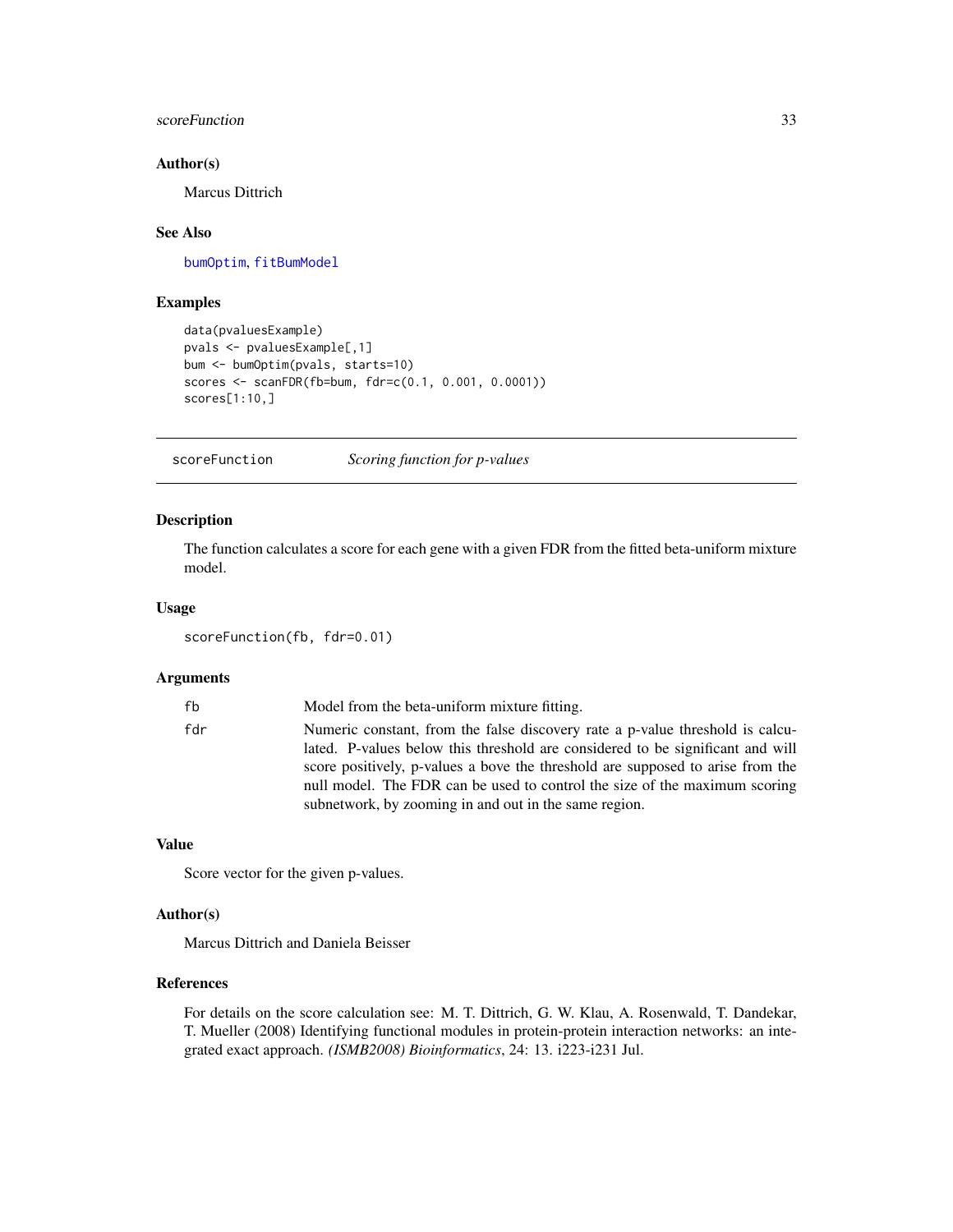### Author(s)

Marcus Dittrich

### See Also

bumOptim, fitBumModel

### Examples

```
data(pvaluesExample)
pvals <- pvaluesExample[,1]
bum <- bumOptim(pvals, starts=10)
scores <- scanFDR(fb=bum, fdr=c(0.1, 0.001, 0.0001))
scores[1:10,]
```

---

## scoreFunction — *Scoring function for p-values*

---

### Description

The function calculates a score for each gene with a given FDR from the fitted beta-uniform mixture model.

### Usage

```
scoreFunction(fb, fdr=0.01)
```

### Arguments

| | |
|---|---|
| fb | Model from the beta-uniform mixture fitting. |
| fdr | Numeric constant, from the false discovery rate a p-value threshold is calculated. P-values below this threshold are considered to be significant and will score positively, p-values a bove the threshold are supposed to arise from the null model. The FDR can be used to control the size of the maximum scoring subnetwork, by zooming in and out in the same region. |

### Value

Score vector for the given p-values.

### Author(s)

Marcus Dittrich and Daniela Beisser

### References

For details on the score calculation see: M. T. Dittrich, G. W. Klau, A. Rosenwald, T. Dandekar, T. Mueller (2008) Identifying functional modules in protein-protein interaction networks: an integrated exact approach. *(ISMB2008) Bioinformatics*, 24: 13. i223-i231 Jul.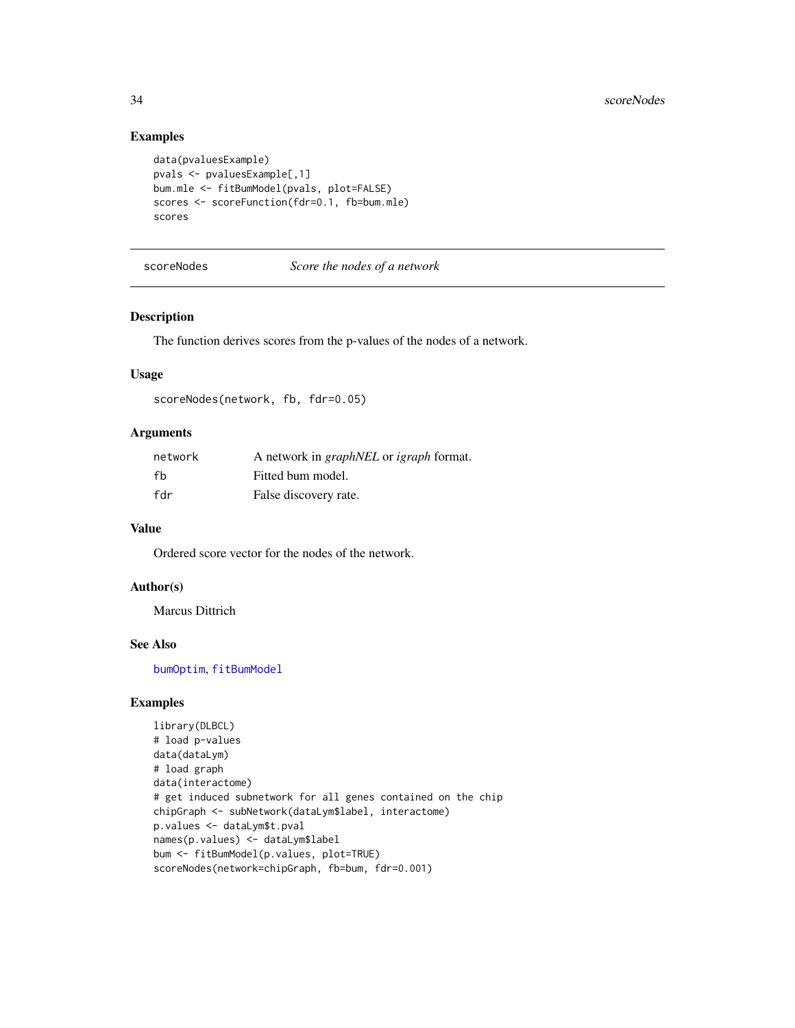## Examples

```
data(pvaluesExample)
pvals <- pvaluesExample[,1]
bum.mle <- fitBumModel(pvals, plot=FALSE)
scores <- scoreFunction(fdr=0.1, fb=bum.mle)
scores
```

---

# scoreNodes *Score the nodes of a network*

---

## Description

The function derives scores from the p-values of the nodes of a network.

## Usage

```
scoreNodes(network, fb, fdr=0.05)
```

## Arguments

| | |
|---|---|
| network | A network in *graphNEL* or *igraph* format. |
| fb | Fitted bum model. |
| fdr | False discovery rate. |

## Value

Ordered score vector for the nodes of the network.

## Author(s)

Marcus Dittrich

## See Also

bumOptim, fitBumModel

## Examples

```
library(DLBCL)
# load p-values
data(dataLym)
# load graph
data(interactome)
# get induced subnetwork for all genes contained on the chip
chipGraph <- subNetwork(dataLym$label, interactome)
p.values <- dataLym$t.pval
names(p.values) <- dataLym$label
bum <- fitBumModel(p.values, plot=TRUE)
scoreNodes(network=chipGraph, fb=bum, fdr=0.001)
```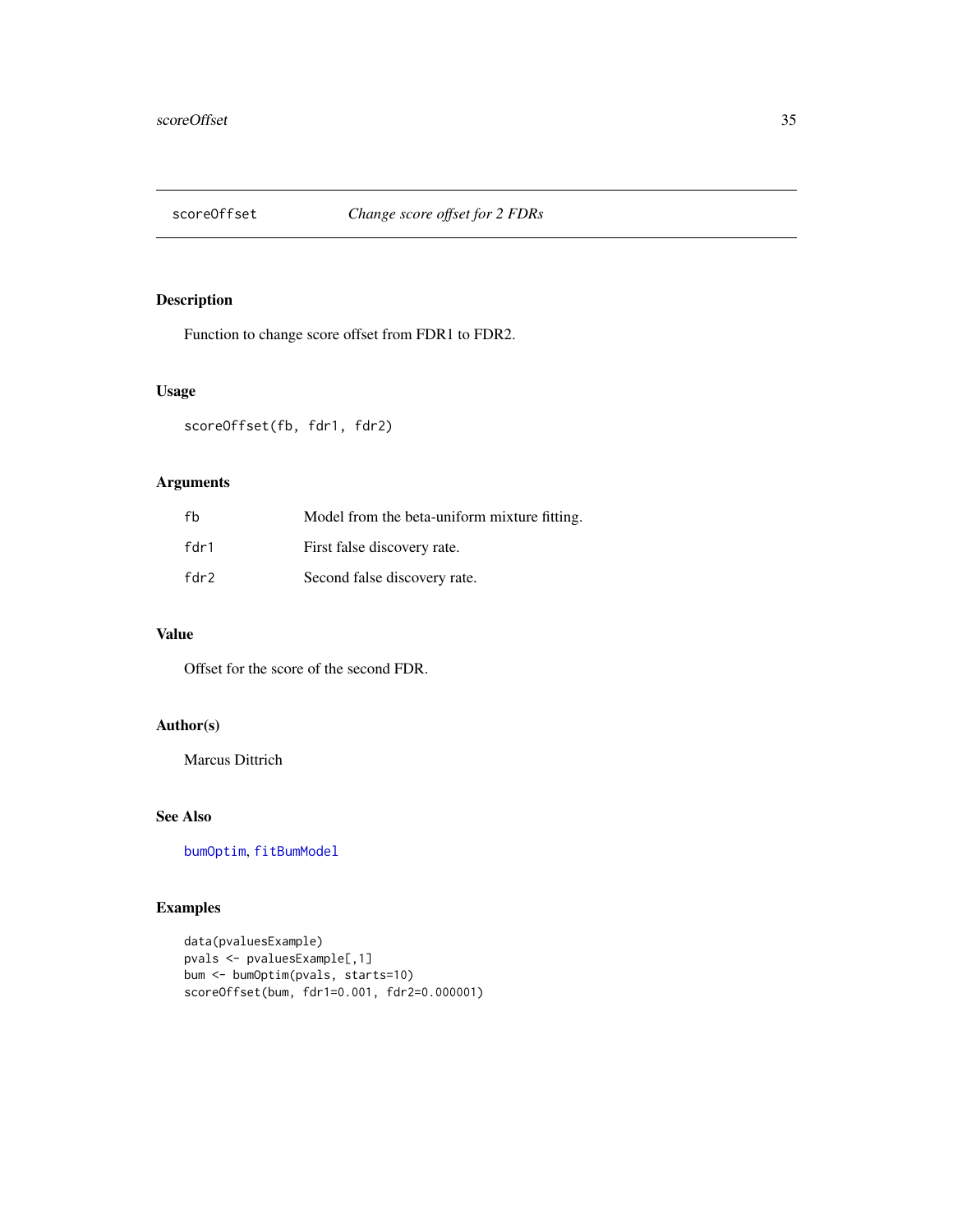## scoreOffset — *Change score offset for 2 FDRs*

### Description

Function to change score offset from FDR1 to FDR2.

### Usage

```
scoreOffset(fb, fdr1, fdr2)
```

### Arguments

| | |
|---|---|
| `fb` | Model from the beta-uniform mixture fitting. |
| `fdr1` | First false discovery rate. |
| `fdr2` | Second false discovery rate. |

### Value

Offset for the score of the second FDR.

### Author(s)

Marcus Dittrich

### See Also

`bumOptim`, `fitBumModel`

### Examples

```
data(pvaluesExample)
pvals <- pvaluesExample[,1]
bum <- bumOptim(pvals, starts=10)
scoreOffset(bum, fdr1=0.001, fdr2=0.000001)
```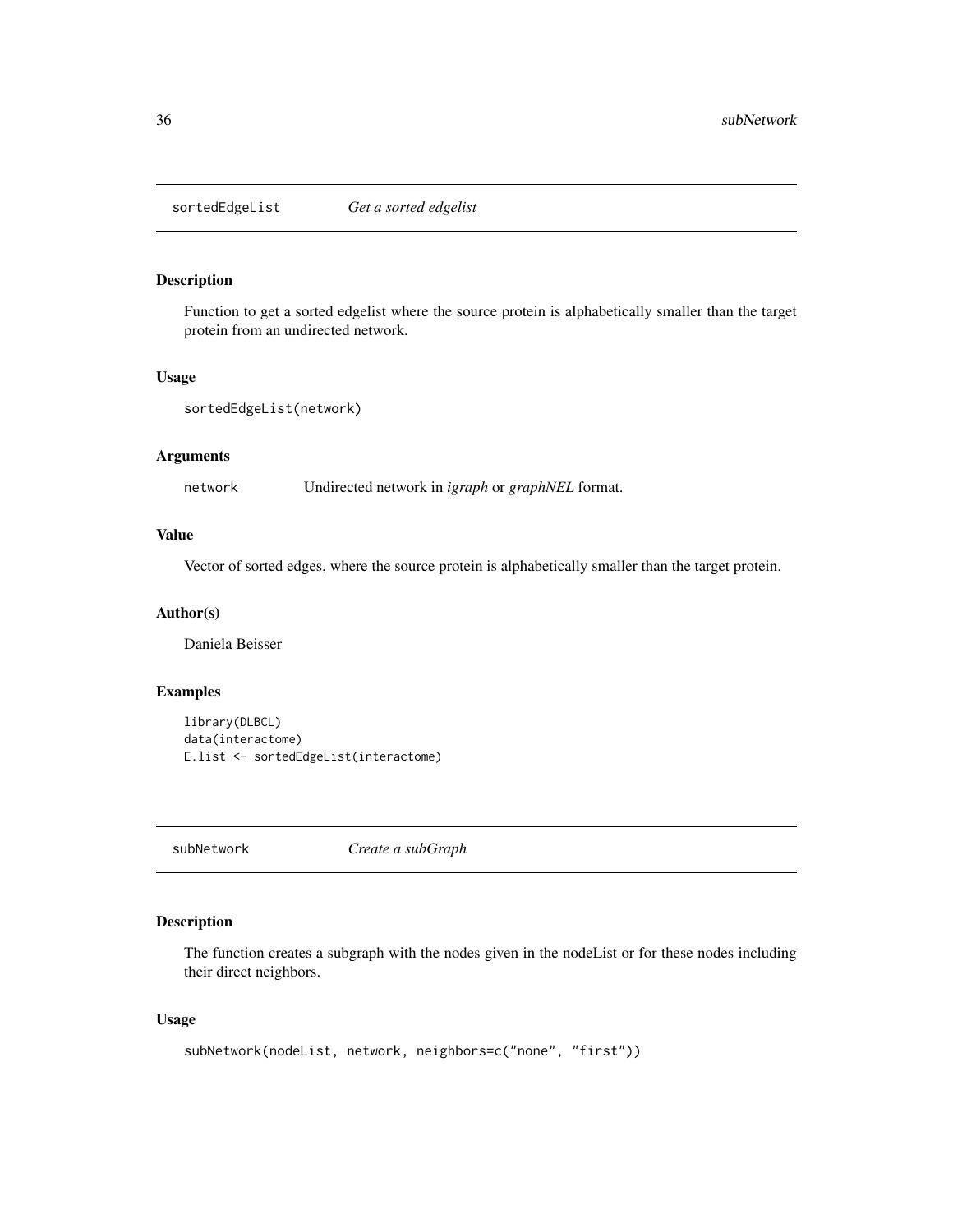## sortedEdgeList *Get a sorted edgelist*

### Description

Function to get a sorted edgelist where the source protein is alphabetically smaller than the target protein from an undirected network.

### Usage

```
sortedEdgeList(network)
```

### Arguments

| | |
|---|---|
| network | Undirected network in *igraph* or *graphNEL* format. |

### Value

Vector of sorted edges, where the source protein is alphabetically smaller than the target protein.

### Author(s)

Daniela Beisser

### Examples

```
library(DLBCL)
data(interactome)
E.list <- sortedEdgeList(interactome)
```

## subNetwork *Create a subGraph*

### Description

The function creates a subgraph with the nodes given in the nodeList or for these nodes including their direct neighbors.

### Usage

```
subNetwork(nodeList, network, neighbors=c("none", "first"))
```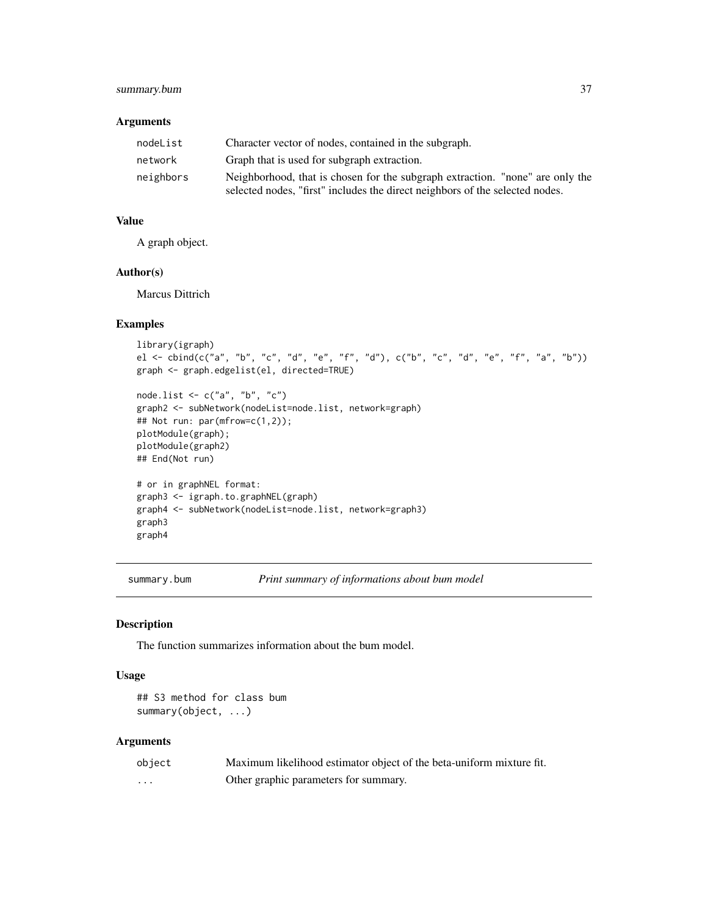### Arguments

| | |
|---|---|
| nodeList | Character vector of nodes, contained in the subgraph. |
| network | Graph that is used for subgraph extraction. |
| neighbors | Neighborhood, that is chosen for the subgraph extraction. "none" are only the selected nodes, "first" includes the direct neighbors of the selected nodes. |

### Value

A graph object.

### Author(s)

Marcus Dittrich

### Examples

```
library(igraph)
el <- cbind(c("a", "b", "c", "d", "e", "f", "d"), c("b", "c", "d", "e", "f", "a", "b"))
graph <- graph.edgelist(el, directed=TRUE)

node.list <- c("a", "b", "c")
graph2 <- subNetwork(nodeList=node.list, network=graph)
## Not run: par(mfrow=c(1,2));
plotModule(graph);
plotModule(graph2)
## End(Not run)

# or in graphNEL format:
graph3 <- igraph.to.graphNEL(graph)
graph4 <- subNetwork(nodeList=node.list, network=graph3)
graph3
graph4
```

---

## summary.bum *Print summary of informations about bum model*

### Description

The function summarizes information about the bum model.

### Usage

```
## S3 method for class bum
summary(object, ...)
```

### Arguments

| | |
|---|---|
| object | Maximum likelihood estimator object of the beta-uniform mixture fit. |
| ... | Other graphic parameters for summary. |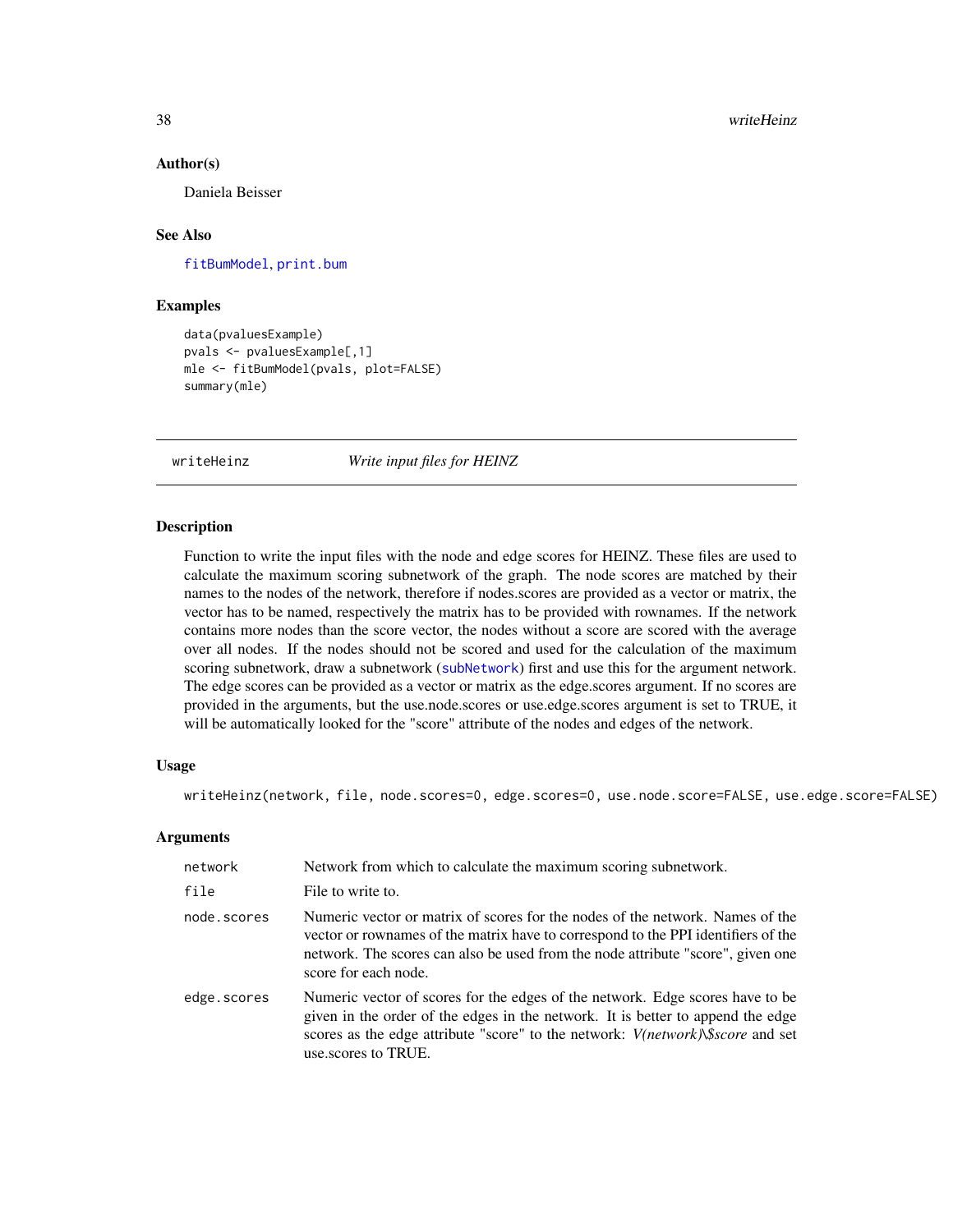### Author(s)

Daniela Beisser

### See Also

fitBumModel, print.bum

### Examples

```
data(pvaluesExample)
pvals <- pvaluesExample[,1]
mle <- fitBumModel(pvals, plot=FALSE)
summary(mle)
```

---

## writeHeinz *Write input files for HEINZ*

### Description

Function to write the input files with the node and edge scores for HEINZ. These files are used to calculate the maximum scoring subnetwork of the graph. The node scores are matched by their names to the nodes of the network, therefore if nodes.scores are provided as a vector or matrix, the vector has to be named, respectively the matrix has to be provided with rownames. If the network contains more nodes than the score vector, the nodes without a score are scored with the average over all nodes. If the nodes should not be scored and used for the calculation of the maximum scoring subnetwork, draw a subnetwork (subNetwork) first and use this for the argument network. The edge scores can be provided as a vector or matrix as the edge.scores argument. If no scores are provided in the arguments, but the use.node.scores or use.edge.scores argument is set to TRUE, it will be automatically looked for the "score" attribute of the nodes and edges of the network.

### Usage

```
writeHeinz(network, file, node.scores=0, edge.scores=0, use.node.score=FALSE, use.edge.score=FALSE)
```

### Arguments

| | |
|---|---|
| network | Network from which to calculate the maximum scoring subnetwork. |
| file | File to write to. |
| node.scores | Numeric vector or matrix of scores for the nodes of the network. Names of the vector or rownames of the matrix have to correspond to the PPI identifiers of the network. The scores can also be used from the node attribute "score", given one score for each node. |
| edge.scores | Numeric vector of scores for the edges of the network. Edge scores have to be given in the order of the edges in the network. It is better to append the edge scores as the edge attribute "score" to the network: *V(network)\$score* and set use.scores to TRUE. |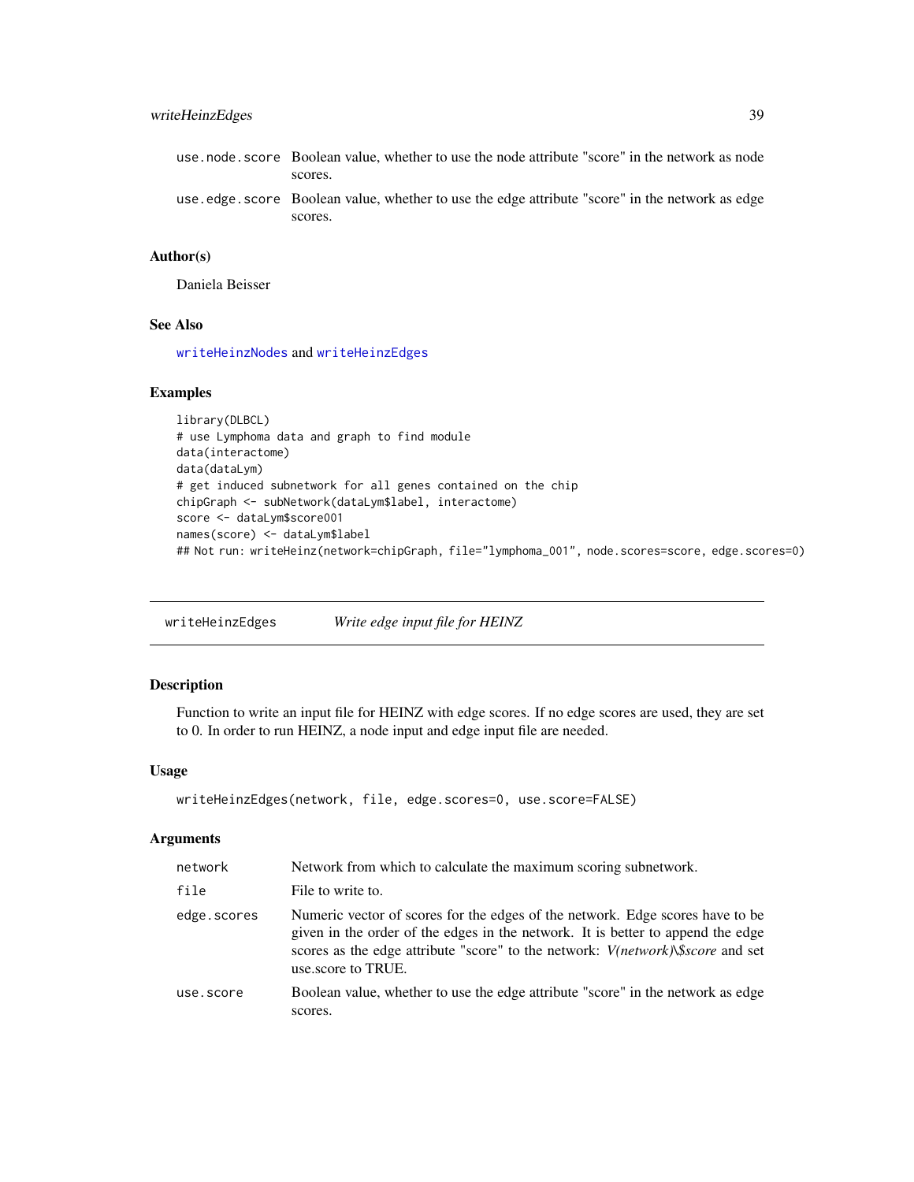| | |
|---|---|
| use.node.score | Boolean value, whether to use the node attribute "score" in the network as node scores. |
| use.edge.score | Boolean value, whether to use the edge attribute "score" in the network as edge scores. |

### Author(s)

Daniela Beisser

### See Also

writeHeinzNodes and writeHeinzEdges

### Examples

```
library(DLBCL)
# use Lymphoma data and graph to find module
data(interactome)
data(dataLym)
# get induced subnetwork for all genes contained on the chip
chipGraph <- subNetwork(dataLym$label, interactome)
score <- dataLym$score001
names(score) <- dataLym$label
## Not run: writeHeinz(network=chipGraph, file="lymphoma_001", node.scores=score, edge.scores=0)
```

---

## writeHeinzEdges — *Write edge input file for HEINZ*

### Description

Function to write an input file for HEINZ with edge scores. If no edge scores are used, they are set to 0. In order to run HEINZ, a node input and edge input file are needed.

### Usage

```
writeHeinzEdges(network, file, edge.scores=0, use.score=FALSE)
```

### Arguments

| | |
|---|---|
| network | Network from which to calculate the maximum scoring subnetwork. |
| file | File to write to. |
| edge.scores | Numeric vector of scores for the edges of the network. Edge scores have to be given in the order of the edges in the network. It is better to append the edge scores as the edge attribute "score" to the network: *V(network)\$score* and set use.score to TRUE. |
| use.score | Boolean value, whether to use the edge attribute "score" in the network as edge scores. |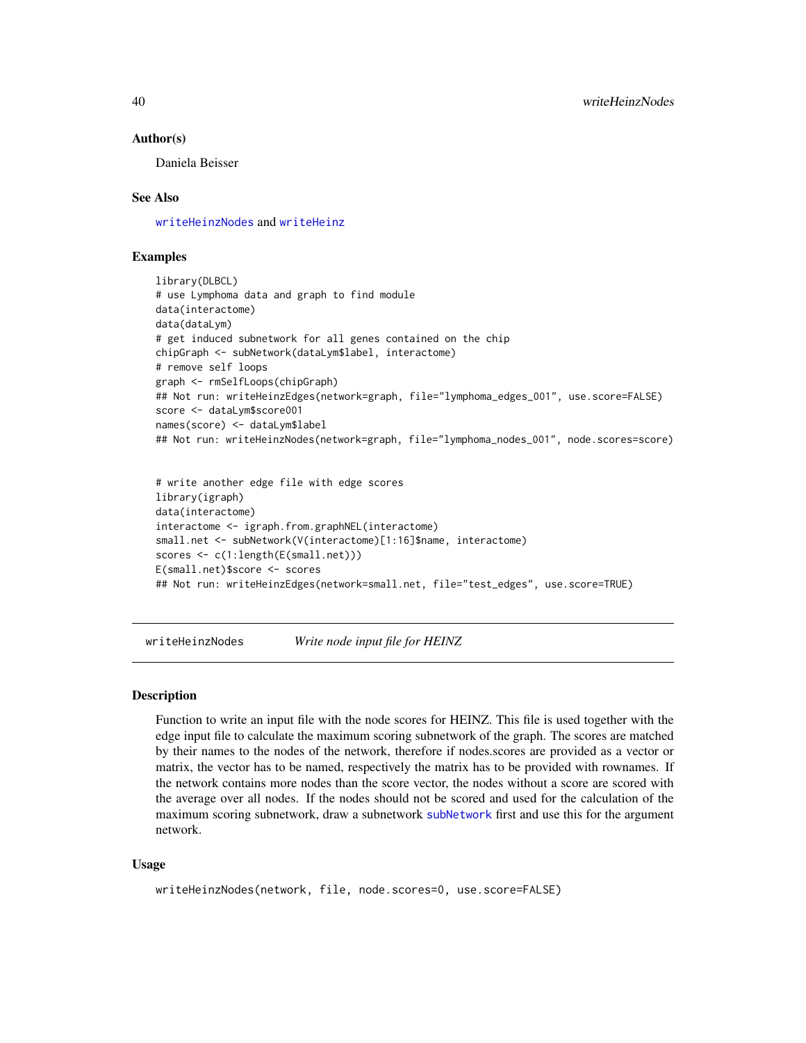### Author(s)

Daniela Beisser

### See Also

writeHeinzNodes and writeHeinz

### Examples

```
library(DLBCL)
# use Lymphoma data and graph to find module
data(interactome)
data(dataLym)
# get induced subnetwork for all genes contained on the chip
chipGraph <- subNetwork(dataLym$label, interactome)
# remove self loops
graph <- rmSelfLoops(chipGraph)
## Not run: writeHeinzEdges(network=graph, file="lymphoma_edges_001", use.score=FALSE)
score <- dataLym$score001
names(score) <- dataLym$label
## Not run: writeHeinzNodes(network=graph, file="lymphoma_nodes_001", node.scores=score)


# write another edge file with edge scores
library(igraph)
data(interactome)
interactome <- igraph.from.graphNEL(interactome)
small.net <- subNetwork(V(interactome)[1:16]$name, interactome)
scores <- c(1:length(E(small.net)))
E(small.net)$score <- scores
## Not run: writeHeinzEdges(network=small.net, file="test_edges", use.score=TRUE)
```

---

## writeHeinzNodes *Write node input file for HEINZ*

---

### Description

Function to write an input file with the node scores for HEINZ. This file is used together with the edge input file to calculate the maximum scoring subnetwork of the graph. The scores are matched by their names to the nodes of the network, therefore if nodes.scores are provided as a vector or matrix, the vector has to be named, respectively the matrix has to be provided with rownames. If the network contains more nodes than the score vector, the nodes without a score are scored with the average over all nodes. If the nodes should not be scored and used for the calculation of the maximum scoring subnetwork, draw a subnetwork subNetwork first and use this for the argument network.

### Usage

```
writeHeinzNodes(network, file, node.scores=0, use.score=FALSE)
```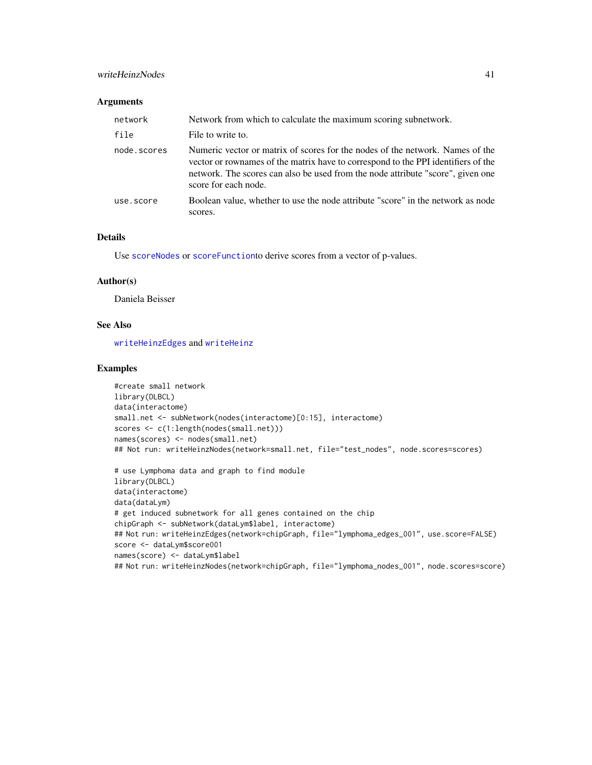## Arguments

| | |
|---|---|
| network | Network from which to calculate the maximum scoring subnetwork. |
| file | File to write to. |
| node.scores | Numeric vector or matrix of scores for the nodes of the network. Names of the vector or rownames of the matrix have to correspond to the PPI identifiers of the network. The scores can also be used from the node attribute "score", given one score for each node. |
| use.score | Boolean value, whether to use the node attribute "score" in the network as node scores. |

## Details

Use scoreNodes or scoreFunctionto derive scores from a vector of p-values.

## Author(s)

Daniela Beisser

## See Also

writeHeinzEdges and writeHeinz

## Examples

```
#create small network
library(DLBCL)
data(interactome)
small.net <- subNetwork(nodes(interactome)[0:15], interactome)
scores <- c(1:length(nodes(small.net)))
names(scores) <- nodes(small.net)
## Not run: writeHeinzNodes(network=small.net, file="test_nodes", node.scores=scores)

# use Lymphoma data and graph to find module
library(DLBCL)
data(interactome)
data(dataLym)
# get induced subnetwork for all genes contained on the chip
chipGraph <- subNetwork(dataLym$label, interactome)
## Not run: writeHeinzEdges(network=chipGraph, file="lymphoma_edges_001", use.score=FALSE)
score <- dataLym$score001
names(score) <- dataLym$label
## Not run: writeHeinzNodes(network=chipGraph, file="lymphoma_nodes_001", node.scores=score)
```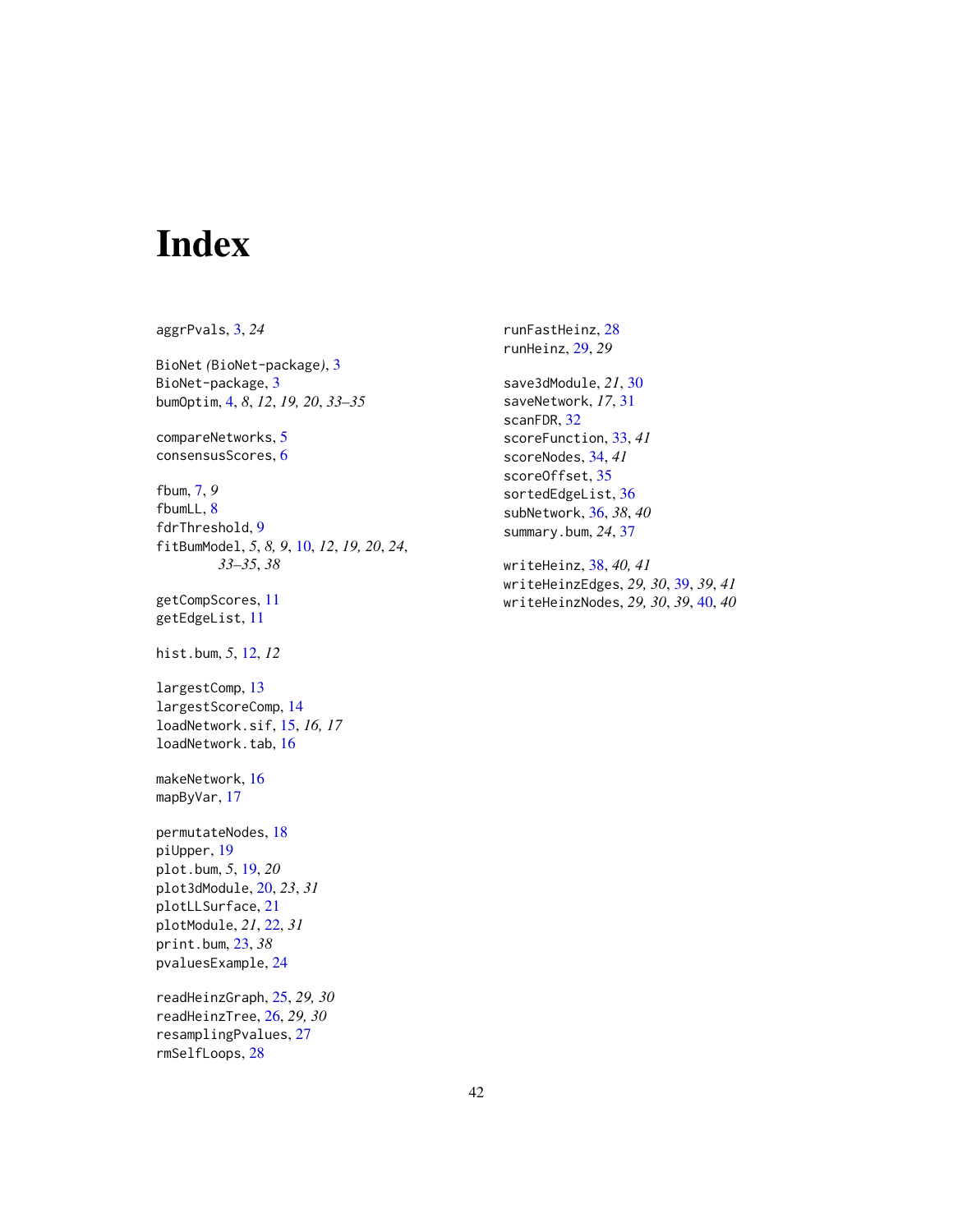# Index

aggrPvals, 3, *24*

BioNet *(*BioNet-package*)*, 3
BioNet-package, 3
bumOptim, 4, *8*, *12*, *19, 20*, *33–35*

compareNetworks, 5
consensusScores, 6

fbum, 7, *9*
fbumLL, 8
fdrThreshold, 9
fitBumModel, *5*, *8, 9*, 10, *12*, *19, 20*, *24*, *33–35*, *38*

getCompScores, 11
getEdgeList, 11

hist.bum, *5*, 12, *12*

largestComp, 13
largestScoreComp, 14
loadNetwork.sif, 15, *16, 17*
loadNetwork.tab, 16

makeNetwork, 16
mapByVar, 17

permutateNodes, 18
piUpper, 19
plot.bum, *5*, 19, *20*
plot3dModule, 20, *23*, *31*
plotLLSurface, 21
plotModule, *21*, 22, *31*
print.bum, 23, *38*
pvaluesExample, 24

readHeinzGraph, 25, *29, 30*
readHeinzTree, 26, *29, 30*
resamplingPvalues, 27
rmSelfLoops, 28

runFastHeinz, 28
runHeinz, 29, *29*

save3dModule, *21*, 30
saveNetwork, *17*, 31
scanFDR, 32
scoreFunction, 33, *41*
scoreNodes, 34, *41*
scoreOffset, 35
sortedEdgeList, 36
subNetwork, 36, *38*, *40*
summary.bum, *24*, 37

writeHeinz, 38, *40, 41*
writeHeinzEdges, *29, 30*, 39, *39*, *41*
writeHeinzNodes, *29, 30*, *39*, 40, *40*